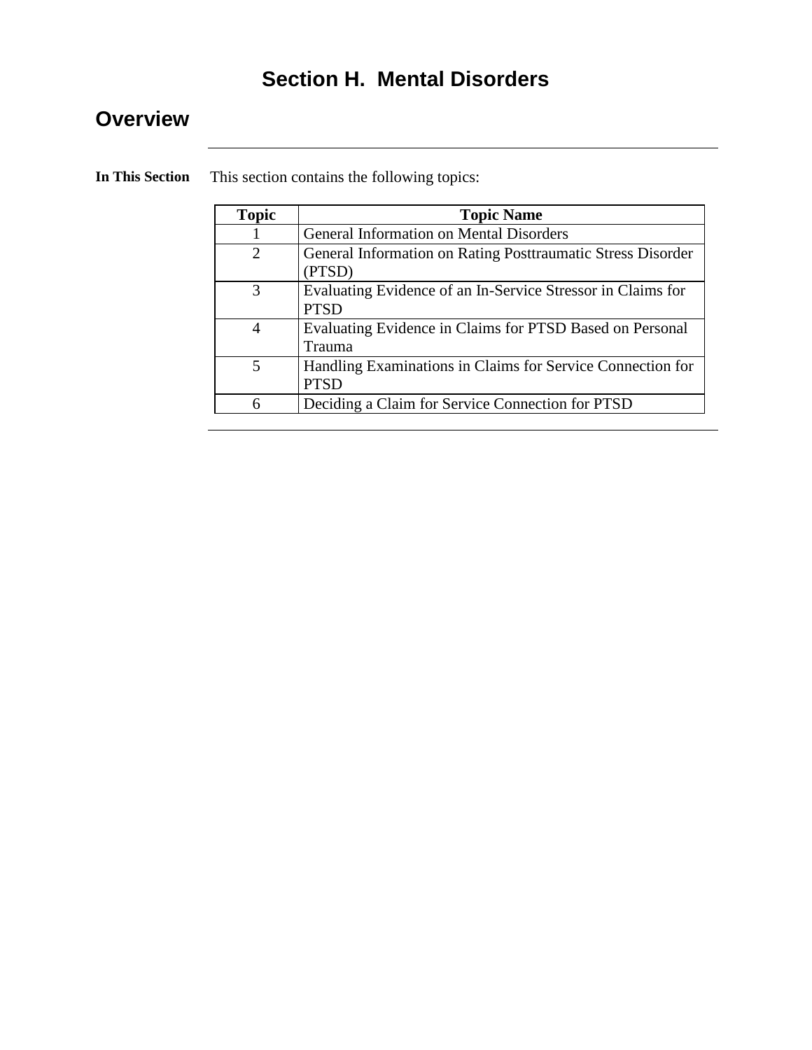# Section H. Mental Disorders

## Overview

**In This Section**

This section contains the following topics:

| Topic | Topic Name |
| --- | --- |
| 1 | General Information on Mental Disorders |
| 2 | General Information on Rating Posttraumatic Stress Disorder (PTSD) |
| 3 | Evaluating Evidence of an In-Service Stressor in Claims for PTSD |
| 4 | Evaluating Evidence in Claims for PTSD Based on Personal Trauma |
| 5 | Handling Examinations in Claims for Service Connection for PTSD |
| 6 | Deciding a Claim for Service Connection for PTSD |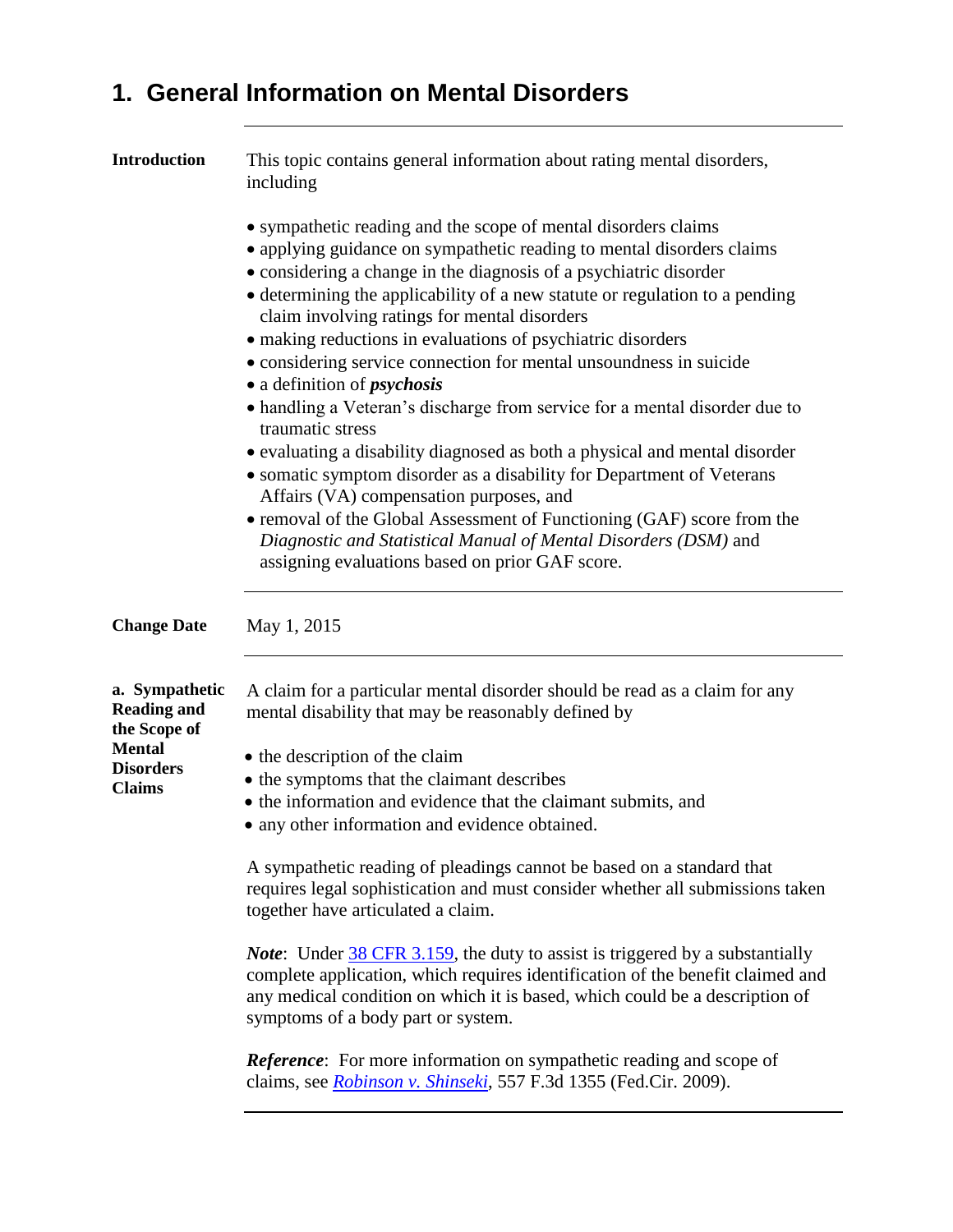## 1. General Information on Mental Disorders

---

**Introduction**

This topic contains general information about rating mental disorders, including

- sympathetic reading and the scope of mental disorders claims
- applying guidance on sympathetic reading to mental disorders claims
- considering a change in the diagnosis of a psychiatric disorder
- determining the applicability of a new statute or regulation to a pending claim involving ratings for mental disorders
- making reductions in evaluations of psychiatric disorders
- considering service connection for mental unsoundness in suicide
- a definition of ***psychosis***
- handling a Veteran's discharge from service for a mental disorder due to traumatic stress
- evaluating a disability diagnosed as both a physical and mental disorder
- somatic symptom disorder as a disability for Department of Veterans Affairs (VA) compensation purposes, and
- removal of the Global Assessment of Functioning (GAF) score from the *Diagnostic and Statistical Manual of Mental Disorders (DSM)* and assigning evaluations based on prior GAF score.

---

**Change Date**

May 1, 2015

---

**a. Sympathetic Reading and the Scope of Mental Disorders Claims**

A claim for a particular mental disorder should be read as a claim for any mental disability that may be reasonably defined by

- the description of the claim
- the symptoms that the claimant describes
- the information and evidence that the claimant submits, and
- any other information and evidence obtained.

A sympathetic reading of pleadings cannot be based on a standard that requires legal sophistication and must consider whether all submissions taken together have articulated a claim.

***Note***: Under 38 CFR 3.159, the duty to assist is triggered by a substantially complete application, which requires identification of the benefit claimed and any medical condition on which it is based, which could be a description of symptoms of a body part or system.

***Reference***: For more information on sympathetic reading and scope of claims, see *Robinson v. Shinseki*, 557 F.3d 1355 (Fed.Cir. 2009).

---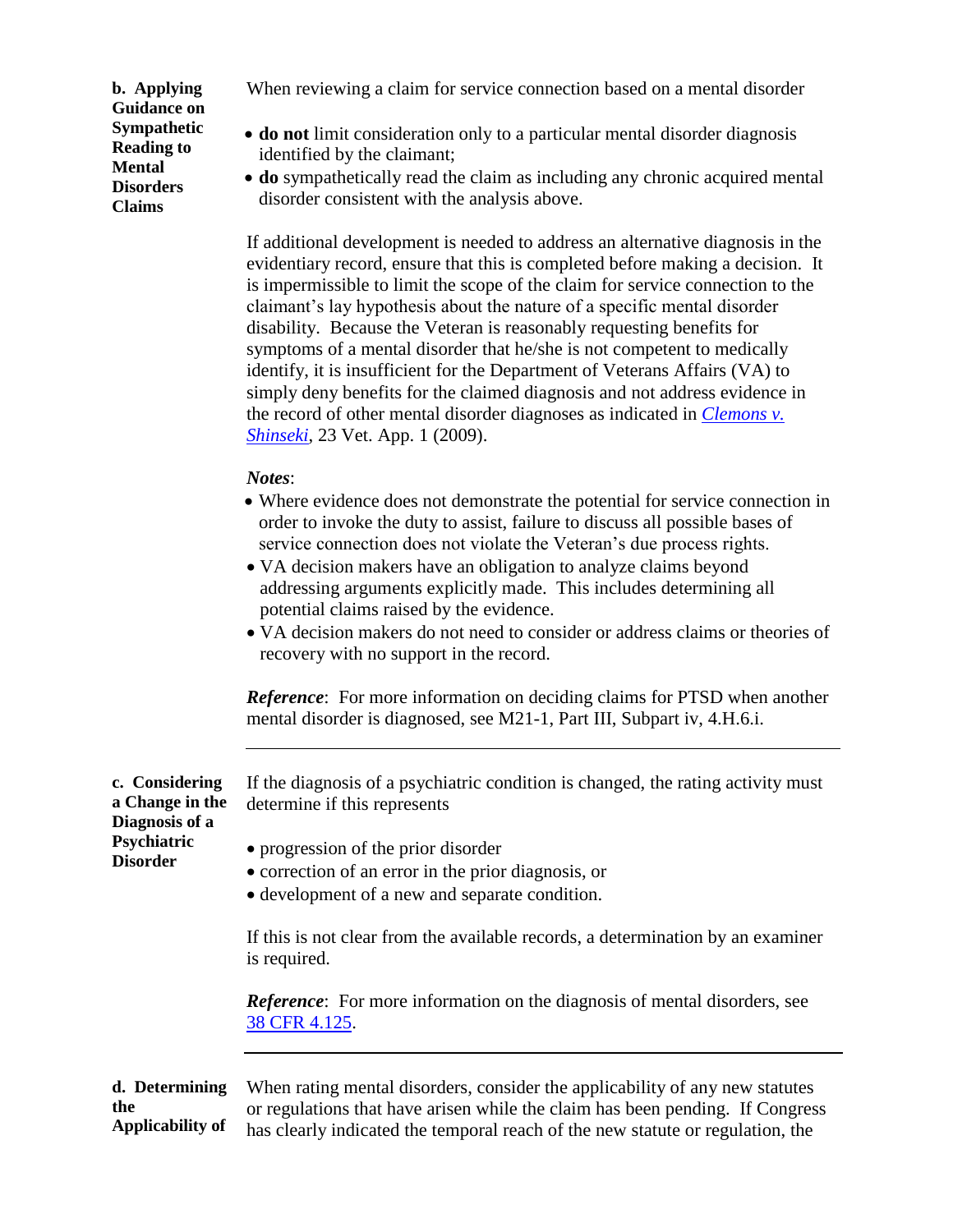**b. Applying Guidance on Sympathetic Reading to Mental Disorders Claims**

When reviewing a claim for service connection based on a mental disorder

- **do not** limit consideration only to a particular mental disorder diagnosis identified by the claimant;
- **do** sympathetically read the claim as including any chronic acquired mental disorder consistent with the analysis above.

If additional development is needed to address an alternative diagnosis in the evidentiary record, ensure that this is completed before making a decision. It is impermissible to limit the scope of the claim for service connection to the claimant's lay hypothesis about the nature of a specific mental disorder disability. Because the Veteran is reasonably requesting benefits for symptoms of a mental disorder that he/she is not competent to medically identify, it is insufficient for the Department of Veterans Affairs (VA) to simply deny benefits for the claimed diagnosis and not address evidence in the record of other mental disorder diagnoses as indicated in *Clemons v. Shinseki*, 23 Vet. App. 1 (2009).

***Notes***:

- Where evidence does not demonstrate the potential for service connection in order to invoke the duty to assist, failure to discuss all possible bases of service connection does not violate the Veteran's due process rights.
- VA decision makers have an obligation to analyze claims beyond addressing arguments explicitly made. This includes determining all potential claims raised by the evidence.
- VA decision makers do not need to consider or address claims or theories of recovery with no support in the record.

***Reference***: For more information on deciding claims for PTSD when another mental disorder is diagnosed, see M21-1, Part III, Subpart iv, 4.H.6.i.

---

**c. Considering a Change in the Diagnosis of a Psychiatric Disorder**

If the diagnosis of a psychiatric condition is changed, the rating activity must determine if this represents

- progression of the prior disorder
- correction of an error in the prior diagnosis, or
- development of a new and separate condition.

If this is not clear from the available records, a determination by an examiner is required.

***Reference***: For more information on the diagnosis of mental disorders, see 38 CFR 4.125.

---

**d. Determining the Applicability of**

When rating mental disorders, consider the applicability of any new statutes or regulations that have arisen while the claim has been pending. If Congress has clearly indicated the temporal reach of the new statute or regulation, the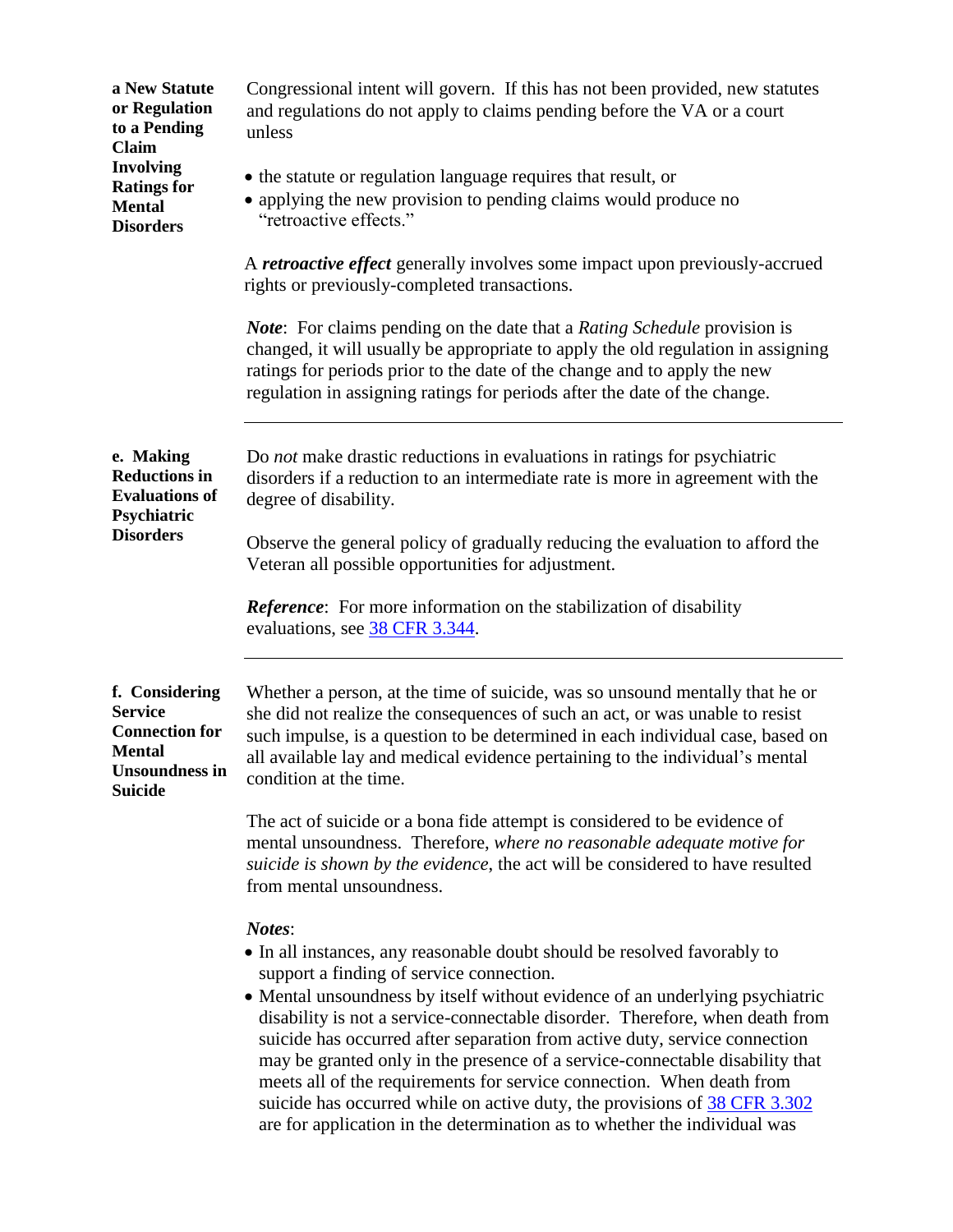**a New Statute or Regulation to a Pending Claim Involving Ratings for Mental Disorders**

Congressional intent will govern. If this has not been provided, new statutes and regulations do not apply to claims pending before the VA or a court unless

- the statute or regulation language requires that result, or
- applying the new provision to pending claims would produce no "retroactive effects."

A ***retroactive effect*** generally involves some impact upon previously-accrued rights or previously-completed transactions.

***Note***: For claims pending on the date that a *Rating Schedule* provision is changed, it will usually be appropriate to apply the old regulation in assigning ratings for periods prior to the date of the change and to apply the new regulation in assigning ratings for periods after the date of the change.

---

**e. Making Reductions in Evaluations of Psychiatric Disorders**

Do *not* make drastic reductions in evaluations in ratings for psychiatric disorders if a reduction to an intermediate rate is more in agreement with the degree of disability.

Observe the general policy of gradually reducing the evaluation to afford the Veteran all possible opportunities for adjustment.

***Reference***: For more information on the stabilization of disability evaluations, see 38 CFR 3.344.

---

**f. Considering Service Connection for Mental Unsoundness in Suicide**

Whether a person, at the time of suicide, was so unsound mentally that he or she did not realize the consequences of such an act, or was unable to resist such impulse, is a question to be determined in each individual case, based on all available lay and medical evidence pertaining to the individual's mental condition at the time.

The act of suicide or a bona fide attempt is considered to be evidence of mental unsoundness. Therefore, *where no reasonable adequate motive for suicide is shown by the evidence*, the act will be considered to have resulted from mental unsoundness.

***Notes***:

- In all instances, any reasonable doubt should be resolved favorably to support a finding of service connection.
- Mental unsoundness by itself without evidence of an underlying psychiatric disability is not a service-connectable disorder. Therefore, when death from suicide has occurred after separation from active duty, service connection may be granted only in the presence of a service-connectable disability that meets all of the requirements for service connection. When death from suicide has occurred while on active duty, the provisions of 38 CFR 3.302 are for application in the determination as to whether the individual was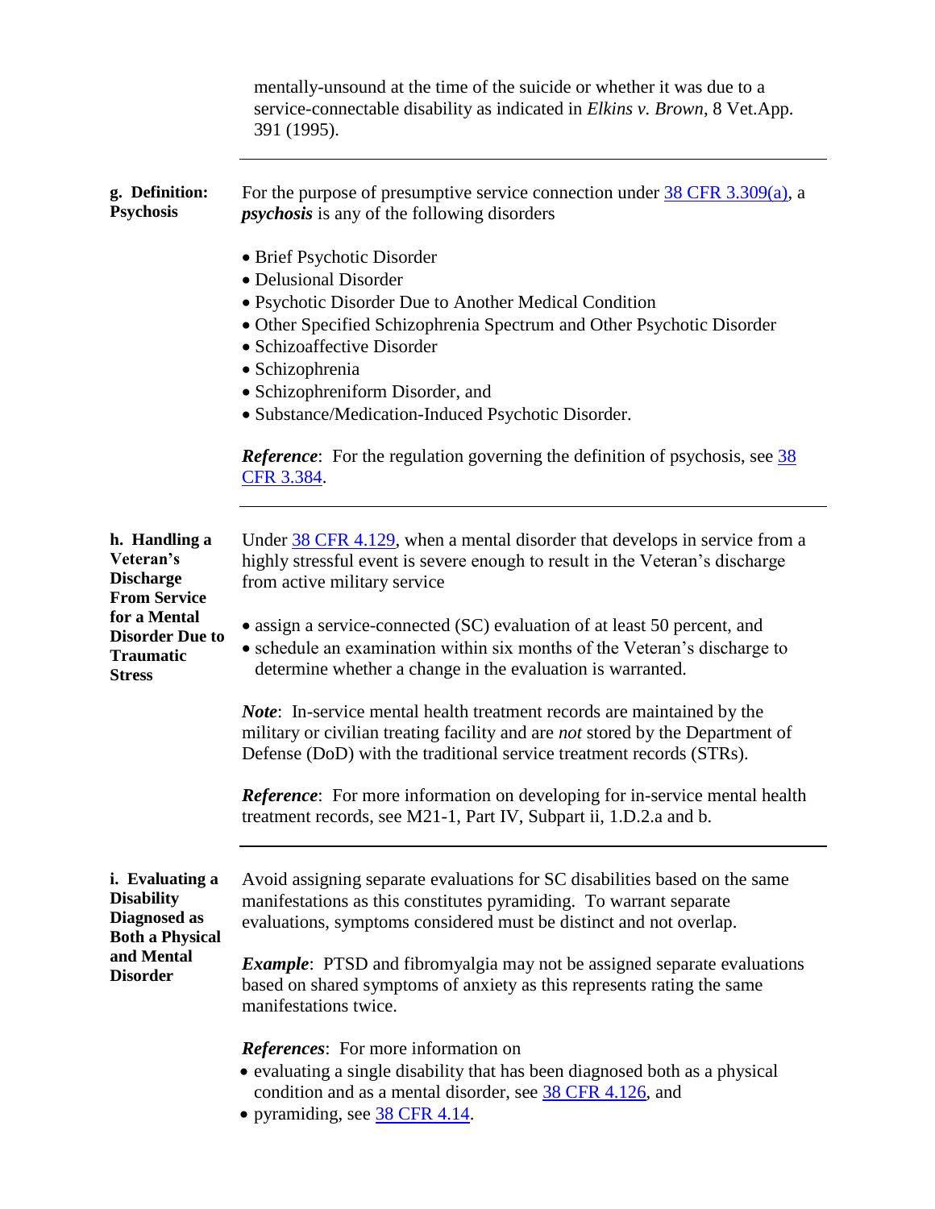mentally-unsound at the time of the suicide or whether it was due to a service-connectable disability as indicated in *Elkins v. Brown*, 8 Vet.App. 391 (1995).

---

**g. Definition: Psychosis**

For the purpose of presumptive service connection under 38 CFR 3.309(a), a ***psychosis*** is any of the following disorders

- Brief Psychotic Disorder
- Delusional Disorder
- Psychotic Disorder Due to Another Medical Condition
- Other Specified Schizophrenia Spectrum and Other Psychotic Disorder
- Schizoaffective Disorder
- Schizophrenia
- Schizophreniform Disorder, and
- Substance/Medication-Induced Psychotic Disorder.

***Reference***: For the regulation governing the definition of psychosis, see 38 CFR 3.384.

---

**h. Handling a Veteran's Discharge From Service for a Mental Disorder Due to Traumatic Stress**

Under 38 CFR 4.129, when a mental disorder that develops in service from a highly stressful event is severe enough to result in the Veteran's discharge from active military service

- assign a service-connected (SC) evaluation of at least 50 percent, and
- schedule an examination within six months of the Veteran's discharge to determine whether a change in the evaluation is warranted.

***Note***: In-service mental health treatment records are maintained by the military or civilian treating facility and are *not* stored by the Department of Defense (DoD) with the traditional service treatment records (STRs).

***Reference***: For more information on developing for in-service mental health treatment records, see M21-1, Part IV, Subpart ii, 1.D.2.a and b.

---

**i. Evaluating a Disability Diagnosed as Both a Physical and Mental Disorder**

Avoid assigning separate evaluations for SC disabilities based on the same manifestations as this constitutes pyramiding. To warrant separate evaluations, symptoms considered must be distinct and not overlap.

***Example***: PTSD and fibromyalgia may not be assigned separate evaluations based on shared symptoms of anxiety as this represents rating the same manifestations twice.

***References***: For more information on

- evaluating a single disability that has been diagnosed both as a physical condition and as a mental disorder, see 38 CFR 4.126, and
- pyramiding, see 38 CFR 4.14.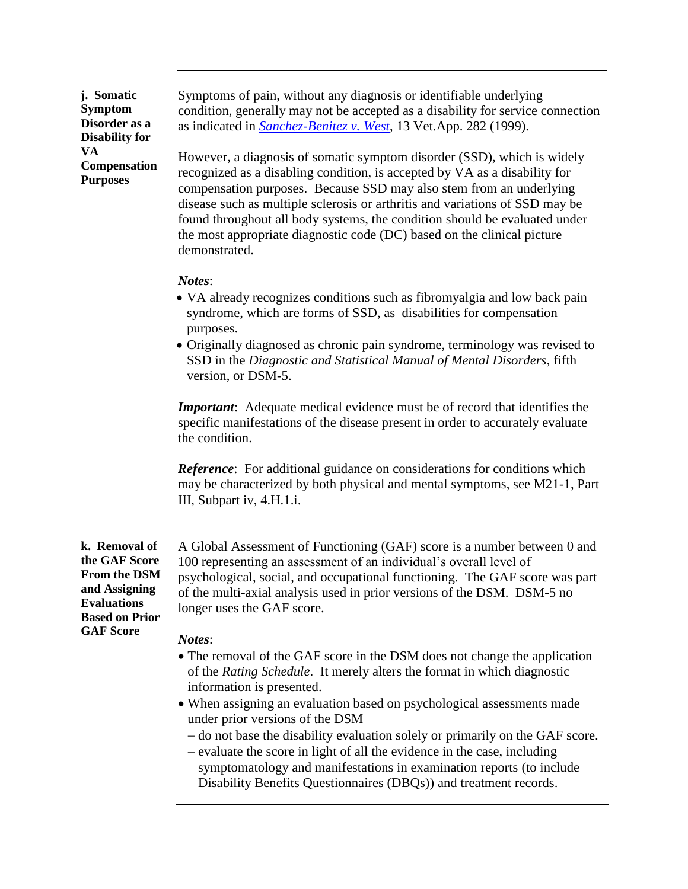### j. Somatic Symptom Disorder as a Disability for VA Compensation Purposes

Symptoms of pain, without any diagnosis or identifiable underlying condition, generally may not be accepted as a disability for service connection as indicated in *Sanchez-Benitez v. West*, 13 Vet.App. 282 (1999).

However, a diagnosis of somatic symptom disorder (SSD), which is widely recognized as a disabling condition, is accepted by VA as a disability for compensation purposes. Because SSD may also stem from an underlying disease such as multiple sclerosis or arthritis and variations of SSD may be found throughout all body systems, the condition should be evaluated under the most appropriate diagnostic code (DC) based on the clinical picture demonstrated.

***Notes***:

- VA already recognizes conditions such as fibromyalgia and low back pain syndrome, which are forms of SSD, as disabilities for compensation purposes.
- Originally diagnosed as chronic pain syndrome, terminology was revised to SSD in the *Diagnostic and Statistical Manual of Mental Disorders*, fifth version, or DSM-5.

***Important***: Adequate medical evidence must be of record that identifies the specific manifestations of the disease present in order to accurately evaluate the condition.

***Reference***: For additional guidance on considerations for conditions which may be characterized by both physical and mental symptoms, see M21-1, Part III, Subpart iv, 4.H.1.i.

### k. Removal of the GAF Score From the DSM and Assigning Evaluations Based on Prior GAF Score

A Global Assessment of Functioning (GAF) score is a number between 0 and 100 representing an assessment of an individual's overall level of psychological, social, and occupational functioning. The GAF score was part of the multi-axial analysis used in prior versions of the DSM. DSM-5 no longer uses the GAF score.

***Notes***:

- The removal of the GAF score in the DSM does not change the application of the *Rating Schedule*. It merely alters the format in which diagnostic information is presented.
- When assigning an evaluation based on psychological assessments made under prior versions of the DSM
  - do not base the disability evaluation solely or primarily on the GAF score.
  - evaluate the score in light of all the evidence in the case, including symptomatology and manifestations in examination reports (to include Disability Benefits Questionnaires (DBQs)) and treatment records.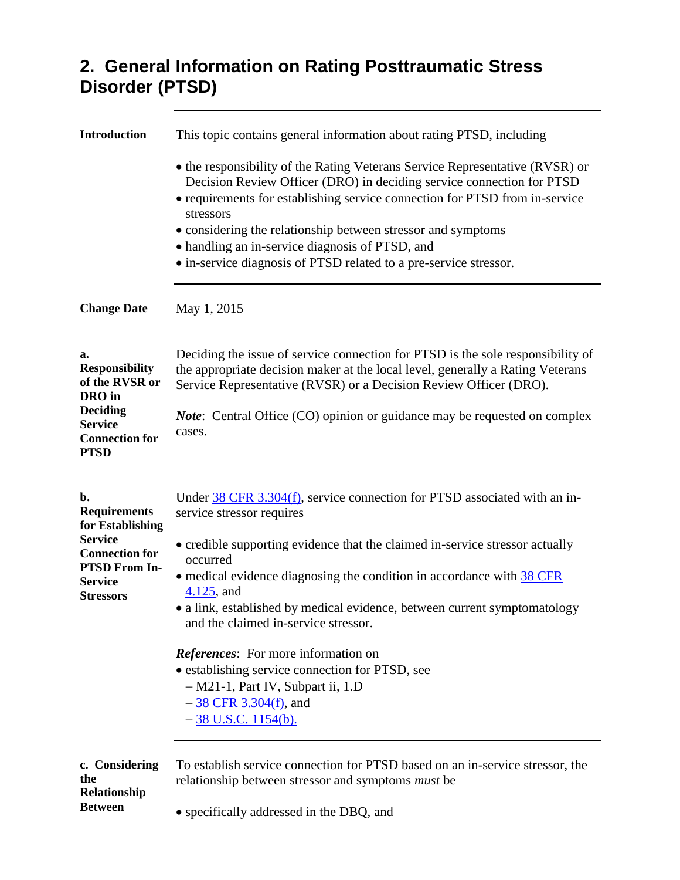## 2. General Information on Rating Posttraumatic Stress Disorder (PTSD)

**Introduction**

This topic contains general information about rating PTSD, including

- the responsibility of the Rating Veterans Service Representative (RVSR) or Decision Review Officer (DRO) in deciding service connection for PTSD
- requirements for establishing service connection for PTSD from in-service stressors
- considering the relationship between stressor and symptoms
- handling an in-service diagnosis of PTSD, and
- in-service diagnosis of PTSD related to a pre-service stressor.

**Change Date**

May 1, 2015

**a. Responsibility of the RVSR or DRO in Deciding Service Connection for PTSD**

Deciding the issue of service connection for PTSD is the sole responsibility of the appropriate decision maker at the local level, generally a Rating Veterans Service Representative (RVSR) or a Decision Review Officer (DRO).

***Note***: Central Office (CO) opinion or guidance may be requested on complex cases.

**b. Requirements for Establishing Service Connection for PTSD From In-Service Stressors**

Under 38 CFR 3.304(f), service connection for PTSD associated with an in-service stressor requires

- credible supporting evidence that the claimed in-service stressor actually occurred
- medical evidence diagnosing the condition in accordance with 38 CFR 4.125, and
- a link, established by medical evidence, between current symptomatology and the claimed in-service stressor.

***References***: For more information on
- establishing service connection for PTSD, see
  - M21-1, Part IV, Subpart ii, 1.D
  - 38 CFR 3.304(f), and
  - 38 U.S.C. 1154(b).

**c. Considering the Relationship Between**

To establish service connection for PTSD based on an in-service stressor, the relationship between stressor and symptoms *must* be

- specifically addressed in the DBQ, and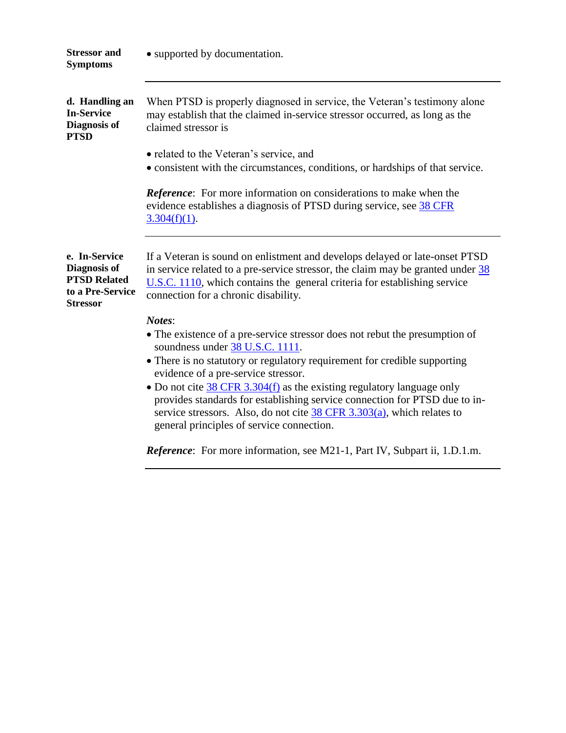**Stressor and Symptoms**

- supported by documentation.

---

**d. Handling an In-Service Diagnosis of PTSD**

When PTSD is properly diagnosed in service, the Veteran's testimony alone may establish that the claimed in-service stressor occurred, as long as the claimed stressor is

- related to the Veteran's service, and
- consistent with the circumstances, conditions, or hardships of that service.

***Reference***: For more information on considerations to make when the evidence establishes a diagnosis of PTSD during service, see 38 CFR 3.304(f)(1).

---

**e. In-Service Diagnosis of PTSD Related to a Pre-Service Stressor**

If a Veteran is sound on enlistment and develops delayed or late-onset PTSD in service related to a pre-service stressor, the claim may be granted under 38 U.S.C. 1110, which contains the general criteria for establishing service connection for a chronic disability.

***Notes***:

- The existence of a pre-service stressor does not rebut the presumption of soundness under 38 U.S.C. 1111.
- There is no statutory or regulatory requirement for credible supporting evidence of a pre-service stressor.
- Do not cite 38 CFR 3.304(f) as the existing regulatory language only provides standards for establishing service connection for PTSD due to in-service stressors. Also, do not cite 38 CFR 3.303(a), which relates to general principles of service connection.

***Reference***: For more information, see M21-1, Part IV, Subpart ii, 1.D.1.m.

---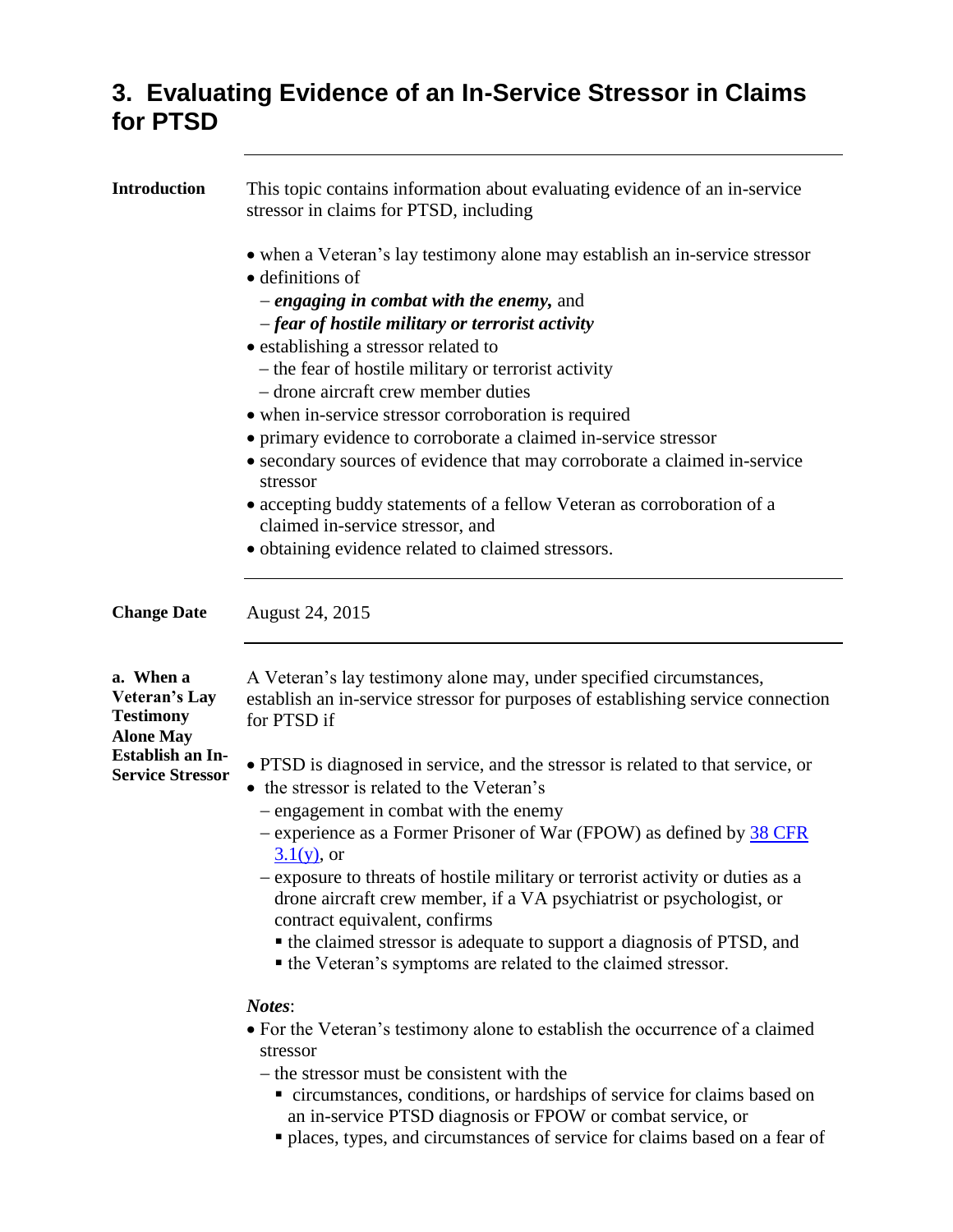# 3. Evaluating Evidence of an In-Service Stressor in Claims for PTSD

---

**Introduction**

This topic contains information about evaluating evidence of an in-service stressor in claims for PTSD, including

- when a Veteran's lay testimony alone may establish an in-service stressor
- definitions of
  - ***engaging in combat with the enemy,*** and
  - ***fear of hostile military or terrorist activity***
- establishing a stressor related to
  - the fear of hostile military or terrorist activity
  - drone aircraft crew member duties
- when in-service stressor corroboration is required
- primary evidence to corroborate a claimed in-service stressor
- secondary sources of evidence that may corroborate a claimed in-service stressor
- accepting buddy statements of a fellow Veteran as corroboration of a claimed in-service stressor, and
- obtaining evidence related to claimed stressors.

---

**Change Date**

August 24, 2015

---

**a. When a Veteran's Lay Testimony Alone May Establish an In-Service Stressor**

A Veteran's lay testimony alone may, under specified circumstances, establish an in-service stressor for purposes of establishing service connection for PTSD if

- PTSD is diagnosed in service, and the stressor is related to that service, or
- the stressor is related to the Veteran's
  - engagement in combat with the enemy
  - experience as a Former Prisoner of War (FPOW) as defined by [38 CFR 3.1(y)](), or
  - exposure to threats of hostile military or terrorist activity or duties as a drone aircraft crew member, if a VA psychiatrist or psychologist, or contract equivalent, confirms
    - the claimed stressor is adequate to support a diagnosis of PTSD, and
    - the Veteran's symptoms are related to the claimed stressor.

***Notes***:

- For the Veteran's testimony alone to establish the occurrence of a claimed stressor
  - the stressor must be consistent with the
    - circumstances, conditions, or hardships of service for claims based on an in-service PTSD diagnosis or FPOW or combat service, or
    - places, types, and circumstances of service for claims based on a fear of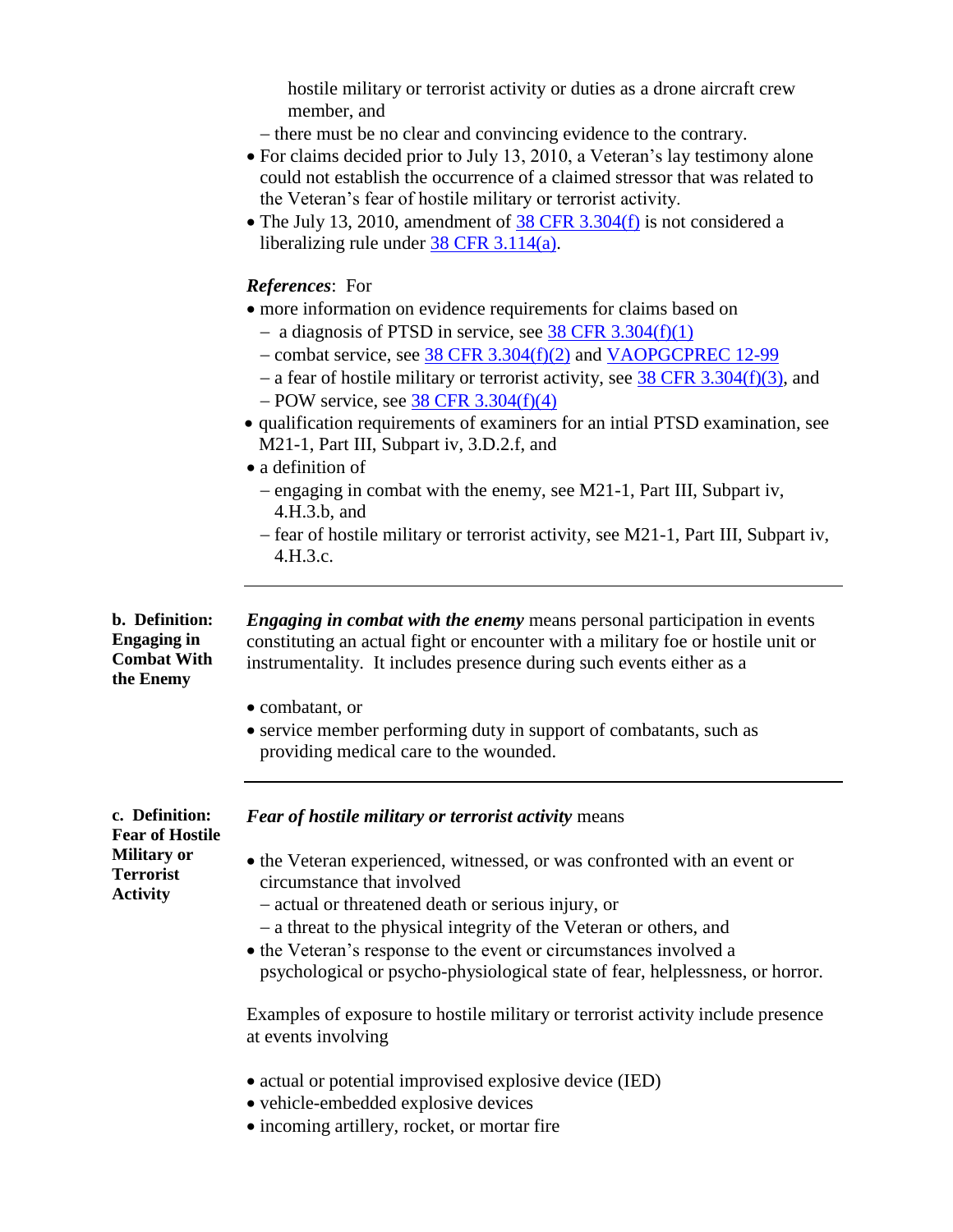hostile military or terrorist activity or duties as a drone aircraft crew member, and
  – there must be no clear and convincing evidence to the contrary.

- For claims decided prior to July 13, 2010, a Veteran's lay testimony alone could not establish the occurrence of a claimed stressor that was related to the Veteran's fear of hostile military or terrorist activity.
- The July 13, 2010, amendment of [38 CFR 3.304(f)] is not considered a liberalizing rule under [38 CFR 3.114(a)].

***References***: For

- more information on evidence requirements for claims based on
  – a diagnosis of PTSD in service, see [38 CFR 3.304(f)(1)]
  – combat service, see [38 CFR 3.304(f)(2)] and [VAOPGCPREC 12-99]
  – a fear of hostile military or terrorist activity, see [38 CFR 3.304(f)(3)], and
  – POW service, see [38 CFR 3.304(f)(4)]
- qualification requirements of examiners for an intial PTSD examination, see M21-1, Part III, Subpart iv, 3.D.2.f, and
- a definition of
  – engaging in combat with the enemy, see M21-1, Part III, Subpart iv, 4.H.3.b, and
  – fear of hostile military or terrorist activity, see M21-1, Part III, Subpart iv, 4.H.3.c.

---

**b. Definition: Engaging in Combat With the Enemy**

***Engaging in combat with the enemy*** means personal participation in events constituting an actual fight or encounter with a military foe or hostile unit or instrumentality. It includes presence during such events either as a

- combatant, or
- service member performing duty in support of combatants, such as providing medical care to the wounded.

---

**c. Definition: Fear of Hostile Military or Terrorist Activity**

***Fear of hostile military or terrorist activity*** means

- the Veteran experienced, witnessed, or was confronted with an event or circumstance that involved
  – actual or threatened death or serious injury, or
  – a threat to the physical integrity of the Veteran or others, and
- the Veteran's response to the event or circumstances involved a psychological or psycho-physiological state of fear, helplessness, or horror.

Examples of exposure to hostile military or terrorist activity include presence at events involving

- actual or potential improvised explosive device (IED)
- vehicle-embedded explosive devices
- incoming artillery, rocket, or mortar fire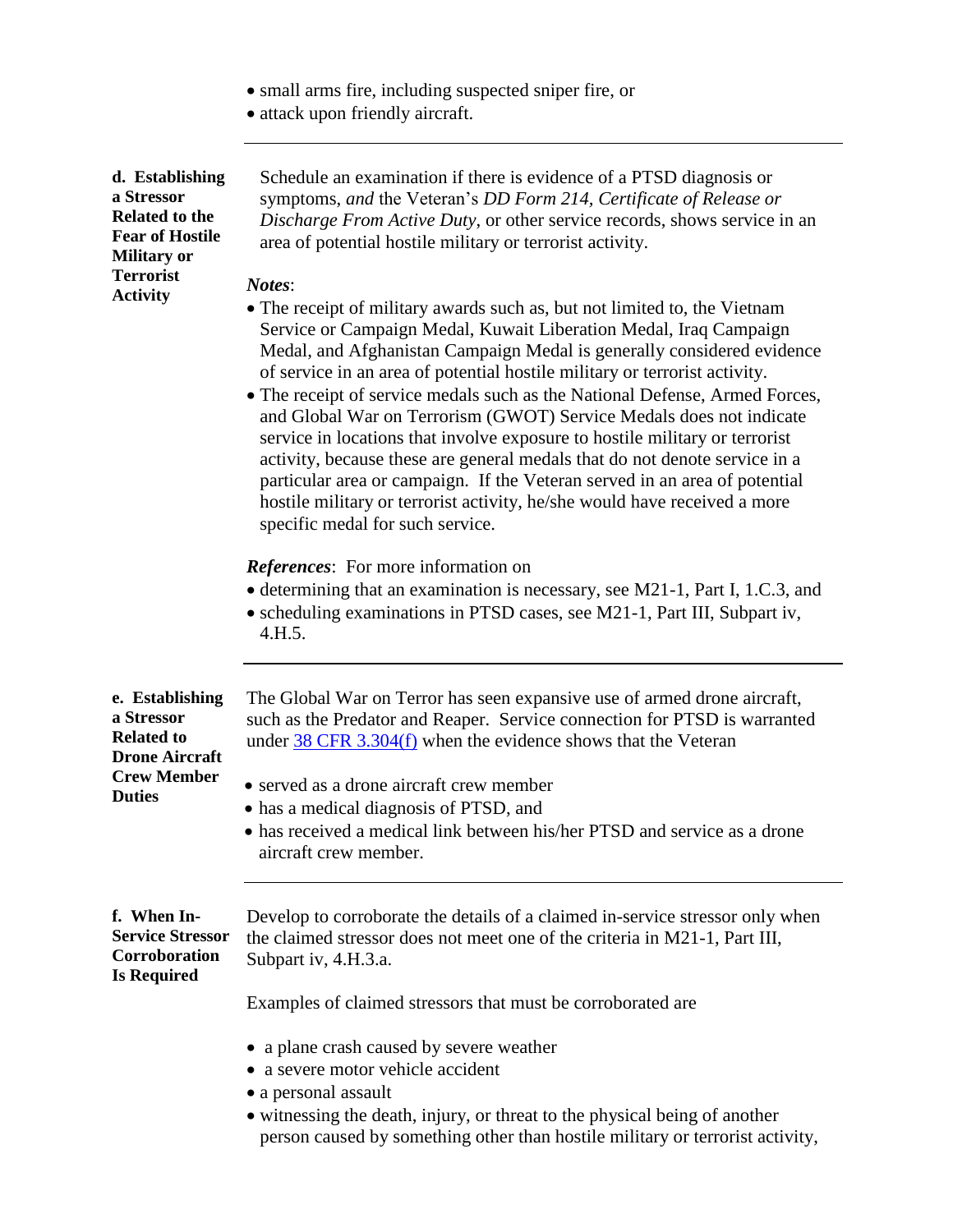- small arms fire, including suspected sniper fire, or
- attack upon friendly aircraft.

---

**d. Establishing a Stressor Related to the Fear of Hostile Military or Terrorist Activity**

Schedule an examination if there is evidence of a PTSD diagnosis or symptoms, *and* the Veteran's *DD Form 214, Certificate of Release or Discharge From Active Duty*, or other service records, shows service in an area of potential hostile military or terrorist activity.

***Notes***:

- The receipt of military awards such as, but not limited to, the Vietnam Service or Campaign Medal, Kuwait Liberation Medal, Iraq Campaign Medal, and Afghanistan Campaign Medal is generally considered evidence of service in an area of potential hostile military or terrorist activity.
- The receipt of service medals such as the National Defense, Armed Forces, and Global War on Terrorism (GWOT) Service Medals does not indicate service in locations that involve exposure to hostile military or terrorist activity, because these are general medals that do not denote service in a particular area or campaign. If the Veteran served in an area of potential hostile military or terrorist activity, he/she would have received a more specific medal for such service.

***References***: For more information on

- determining that an examination is necessary, see M21-1, Part I, 1.C.3, and
- scheduling examinations in PTSD cases, see M21-1, Part III, Subpart iv, 4.H.5.

---

**e. Establishing a Stressor Related to Drone Aircraft Crew Member Duties**

The Global War on Terror has seen expansive use of armed drone aircraft, such as the Predator and Reaper. Service connection for PTSD is warranted under 38 CFR 3.304(f) when the evidence shows that the Veteran

- served as a drone aircraft crew member
- has a medical diagnosis of PTSD, and
- has received a medical link between his/her PTSD and service as a drone aircraft crew member.

---

**f. When In-Service Stressor Corroboration Is Required**

Develop to corroborate the details of a claimed in-service stressor only when the claimed stressor does not meet one of the criteria in M21-1, Part III, Subpart iv, 4.H.3.a.

Examples of claimed stressors that must be corroborated are

- a plane crash caused by severe weather
- a severe motor vehicle accident
- a personal assault
- witnessing the death, injury, or threat to the physical being of another person caused by something other than hostile military or terrorist activity,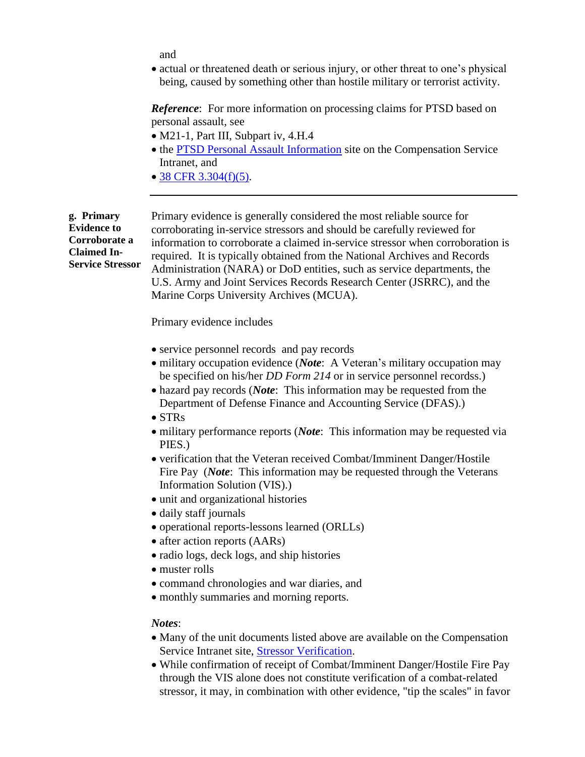and

- actual or threatened death or serious injury, or other threat to one's physical being, caused by something other than hostile military or terrorist activity.

***Reference***: For more information on processing claims for PTSD based on personal assault, see

- M21-1, Part III, Subpart iv, 4.H.4
- the [PTSD Personal Assault Information]() site on the Compensation Service Intranet, and
- [38 CFR 3.304(f)(5)]().

---

**g. Primary Evidence to Corroborate a Claimed In-Service Stressor**

Primary evidence is generally considered the most reliable source for corroborating in-service stressors and should be carefully reviewed for information to corroborate a claimed in-service stressor when corroboration is required. It is typically obtained from the National Archives and Records Administration (NARA) or DoD entities, such as service departments, the U.S. Army and Joint Services Records Research Center (JSRRC), and the Marine Corps University Archives (MCUA).

Primary evidence includes

- service personnel records and pay records
- military occupation evidence (***Note***: A Veteran's military occupation may be specified on his/her *DD Form 214* or in service personnel recordss.)
- hazard pay records (***Note***: This information may be requested from the Department of Defense Finance and Accounting Service (DFAS).)
- STRs
- military performance reports (***Note***: This information may be requested via PIES.)
- verification that the Veteran received Combat/Imminent Danger/Hostile Fire Pay (***Note***: This information may be requested through the Veterans Information Solution (VIS).)
- unit and organizational histories
- daily staff journals
- operational reports-lessons learned (ORLLs)
- after action reports (AARs)
- radio logs, deck logs, and ship histories
- muster rolls
- command chronologies and war diaries, and
- monthly summaries and morning reports.

***Notes***:

- Many of the unit documents listed above are available on the Compensation Service Intranet site, [Stressor Verification]().
- While confirmation of receipt of Combat/Imminent Danger/Hostile Fire Pay through the VIS alone does not constitute verification of a combat-related stressor, it may, in combination with other evidence, "tip the scales" in favor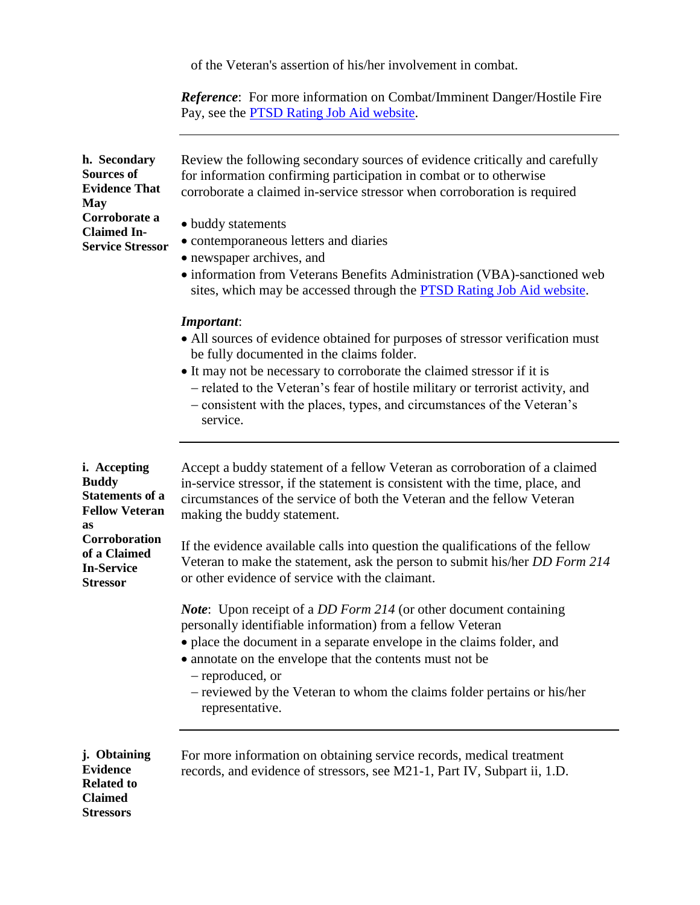of the Veteran's assertion of his/her involvement in combat.

***Reference***: For more information on Combat/Imminent Danger/Hostile Fire Pay, see the [PTSD Rating Job Aid website](#).

---

**h. Secondary Sources of Evidence That May Corroborate a Claimed In-Service Stressor**

Review the following secondary sources of evidence critically and carefully for information confirming participation in combat or to otherwise corroborate a claimed in-service stressor when corroboration is required

- buddy statements
- contemporaneous letters and diaries
- newspaper archives, and
- information from Veterans Benefits Administration (VBA)-sanctioned web sites, which may be accessed through the [PTSD Rating Job Aid website](#).

***Important***:

- All sources of evidence obtained for purposes of stressor verification must be fully documented in the claims folder.
- It may not be necessary to corroborate the claimed stressor if it is
  - related to the Veteran's fear of hostile military or terrorist activity, and
  - consistent with the places, types, and circumstances of the Veteran's service.

---

**i. Accepting Buddy Statements of a Fellow Veteran as Corroboration of a Claimed In-Service Stressor**

Accept a buddy statement of a fellow Veteran as corroboration of a claimed in-service stressor, if the statement is consistent with the time, place, and circumstances of the service of both the Veteran and the fellow Veteran making the buddy statement.

If the evidence available calls into question the qualifications of the fellow Veteran to make the statement, ask the person to submit his/her *DD Form 214* or other evidence of service with the claimant.

***Note***: Upon receipt of a *DD Form 214* (or other document containing personally identifiable information) from a fellow Veteran

- place the document in a separate envelope in the claims folder, and
- annotate on the envelope that the contents must not be
  - reproduced, or
  - reviewed by the Veteran to whom the claims folder pertains or his/her representative.

---

**j. Obtaining Evidence Related to Claimed Stressors**

For more information on obtaining service records, medical treatment records, and evidence of stressors, see M21-1, Part IV, Subpart ii, 1.D.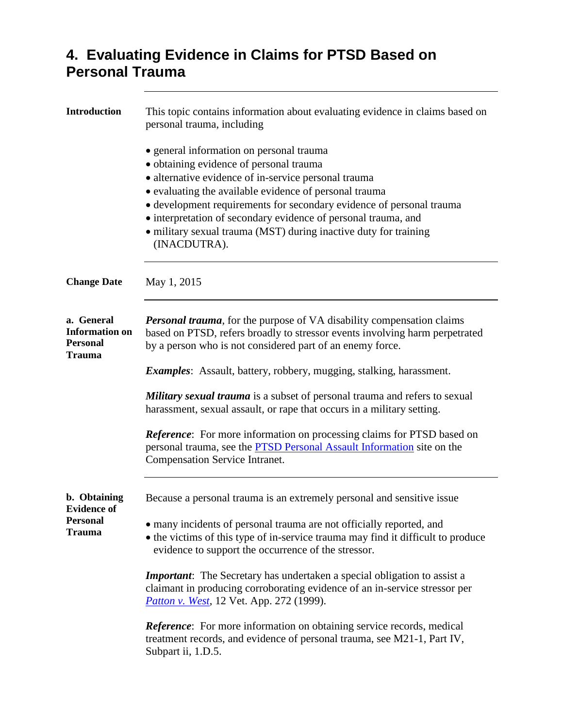## 4. Evaluating Evidence in Claims for PTSD Based on Personal Trauma

---

**Introduction**

This topic contains information about evaluating evidence in claims based on personal trauma, including

- general information on personal trauma
- obtaining evidence of personal trauma
- alternative evidence of in-service personal trauma
- evaluating the available evidence of personal trauma
- development requirements for secondary evidence of personal trauma
- interpretation of secondary evidence of personal trauma, and
- military sexual trauma (MST) during inactive duty for training (INACDUTRA).

---

**Change Date**

May 1, 2015

---

**a. General Information on Personal Trauma**

***Personal trauma***, for the purpose of VA disability compensation claims based on PTSD, refers broadly to stressor events involving harm perpetrated by a person who is not considered part of an enemy force.

***Examples***: Assault, battery, robbery, mugging, stalking, harassment.

***Military sexual trauma*** is a subset of personal trauma and refers to sexual harassment, sexual assault, or rape that occurs in a military setting.

***Reference***: For more information on processing claims for PTSD based on personal trauma, see the PTSD Personal Assault Information site on the Compensation Service Intranet.

---

**b. Obtaining Evidence of Personal Trauma**

Because a personal trauma is an extremely personal and sensitive issue

- many incidents of personal trauma are not officially reported, and
- the victims of this type of in-service trauma may find it difficult to produce evidence to support the occurrence of the stressor.

***Important***: The Secretary has undertaken a special obligation to assist a claimant in producing corroborating evidence of an in-service stressor per *Patton v. West*, 12 Vet. App. 272 (1999).

***Reference***: For more information on obtaining service records, medical treatment records, and evidence of personal trauma, see M21-1, Part IV, Subpart ii, 1.D.5.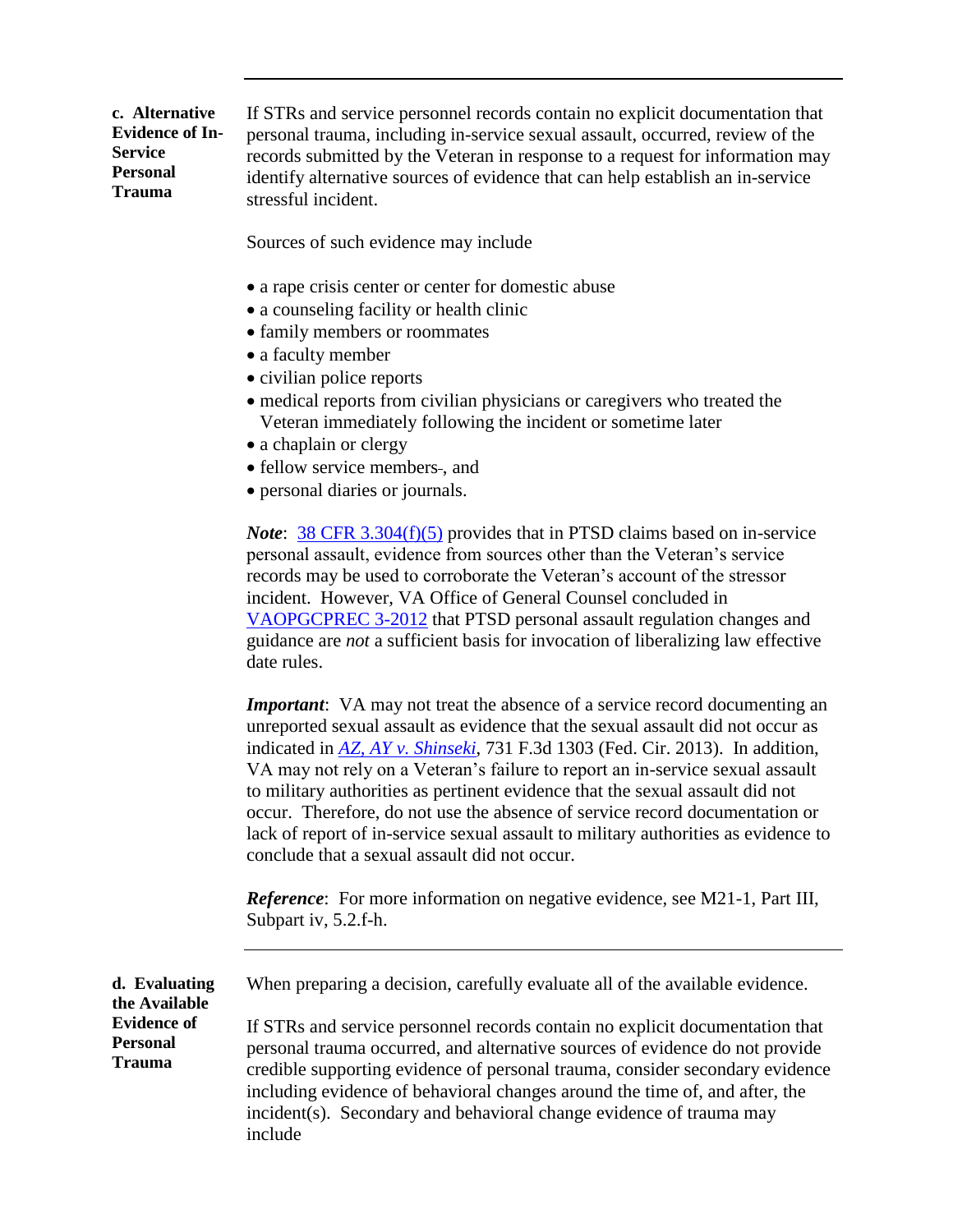**c. Alternative Evidence of In-Service Personal Trauma**

If STRs and service personnel records contain no explicit documentation that personal trauma, including in-service sexual assault, occurred, review of the records submitted by the Veteran in response to a request for information may identify alternative sources of evidence that can help establish an in-service stressful incident.

Sources of such evidence may include

- a rape crisis center or center for domestic abuse
- a counseling facility or health clinic
- family members or roommates
- a faculty member
- civilian police reports
- medical reports from civilian physicians or caregivers who treated the Veteran immediately following the incident or sometime later
- a chaplain or clergy
- fellow service members, and
- personal diaries or journals.

*Note*: 38 CFR 3.304(f)(5) provides that in PTSD claims based on in-service personal assault, evidence from sources other than the Veteran's service records may be used to corroborate the Veteran's account of the stressor incident. However, VA Office of General Counsel concluded in VAOPGCPREC 3-2012 that PTSD personal assault regulation changes and guidance are *not* a sufficient basis for invocation of liberalizing law effective date rules.

***Important***: VA may not treat the absence of a service record documenting an unreported sexual assault as evidence that the sexual assault did not occur as indicated in *AZ, AY v. Shinseki*, 731 F.3d 1303 (Fed. Cir. 2013). In addition, VA may not rely on a Veteran's failure to report an in-service sexual assault to military authorities as pertinent evidence that the sexual assault did not occur. Therefore, do not use the absence of service record documentation or lack of report of in-service sexual assault to military authorities as evidence to conclude that a sexual assault did not occur.

***Reference***: For more information on negative evidence, see M21-1, Part III, Subpart iv, 5.2.f-h.

---

**d. Evaluating the Available Evidence of Personal Trauma**

When preparing a decision, carefully evaluate all of the available evidence.

If STRs and service personnel records contain no explicit documentation that personal trauma occurred, and alternative sources of evidence do not provide credible supporting evidence of personal trauma, consider secondary evidence including evidence of behavioral changes around the time of, and after, the incident(s). Secondary and behavioral change evidence of trauma may include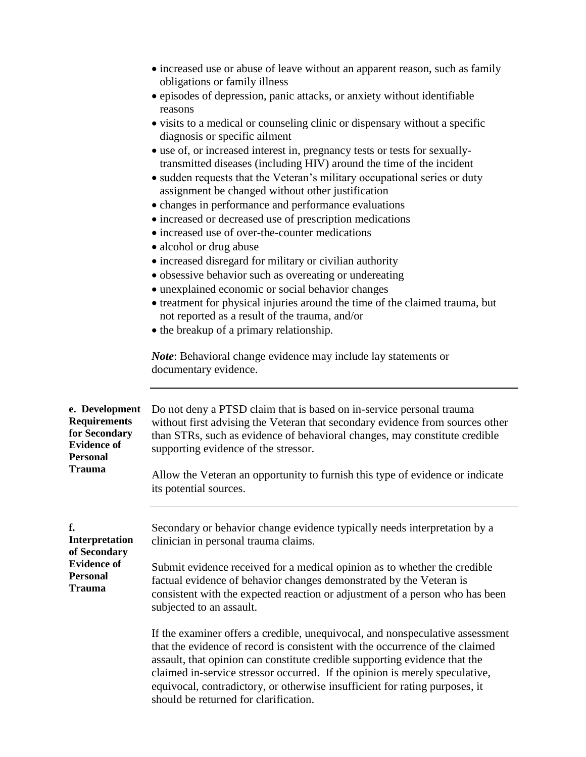- increased use or abuse of leave without an apparent reason, such as family obligations or family illness
- episodes of depression, panic attacks, or anxiety without identifiable reasons
- visits to a medical or counseling clinic or dispensary without a specific diagnosis or specific ailment
- use of, or increased interest in, pregnancy tests or tests for sexually-transmitted diseases (including HIV) around the time of the incident
- sudden requests that the Veteran's military occupational series or duty assignment be changed without other justification
- changes in performance and performance evaluations
- increased or decreased use of prescription medications
- increased use of over-the-counter medications
- alcohol or drug abuse
- increased disregard for military or civilian authority
- obsessive behavior such as overeating or undereating
- unexplained economic or social behavior changes
- treatment for physical injuries around the time of the claimed trauma, but not reported as a result of the trauma, and/or
- the breakup of a primary relationship.

***Note***: Behavioral change evidence may include lay statements or documentary evidence.

---

**e. Development Requirements for Secondary Evidence of Personal Trauma**

Do not deny a PTSD claim that is based on in-service personal trauma without first advising the Veteran that secondary evidence from sources other than STRs, such as evidence of behavioral changes, may constitute credible supporting evidence of the stressor.

Allow the Veteran an opportunity to furnish this type of evidence or indicate its potential sources.

---

**f. Interpretation of Secondary Evidence of Personal Trauma**

Secondary or behavior change evidence typically needs interpretation by a clinician in personal trauma claims.

Submit evidence received for a medical opinion as to whether the credible factual evidence of behavior changes demonstrated by the Veteran is consistent with the expected reaction or adjustment of a person who has been subjected to an assault.

If the examiner offers a credible, unequivocal, and nonspeculative assessment that the evidence of record is consistent with the occurrence of the claimed assault, that opinion can constitute credible supporting evidence that the claimed in-service stressor occurred. If the opinion is merely speculative, equivocal, contradictory, or otherwise insufficient for rating purposes, it should be returned for clarification.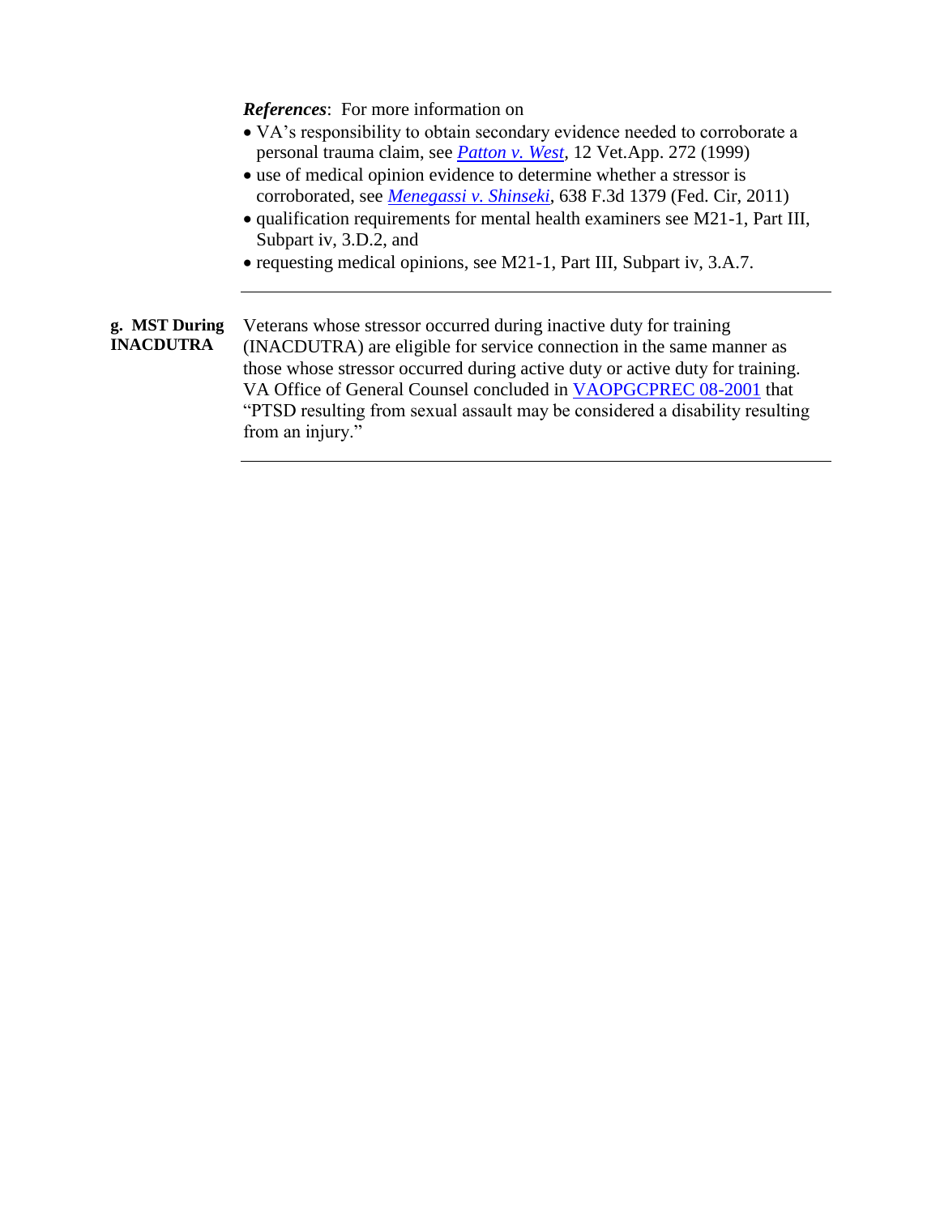***References***: For more information on

- VA's responsibility to obtain secondary evidence needed to corroborate a personal trauma claim, see *Patton v. West*, 12 Vet.App. 272 (1999)
- use of medical opinion evidence to determine whether a stressor is corroborated, see *Menegassi v. Shinseki*, 638 F.3d 1379 (Fed. Cir, 2011)
- qualification requirements for mental health examiners see M21-1, Part III, Subpart iv, 3.D.2, and
- requesting medical opinions, see M21-1, Part III, Subpart iv, 3.A.7.

---

**g. MST During INACDUTRA**

Veterans whose stressor occurred during inactive duty for training (INACDUTRA) are eligible for service connection in the same manner as those whose stressor occurred during active duty or active duty for training. VA Office of General Counsel concluded in VAOPGCPREC 08-2001 that "PTSD resulting from sexual assault may be considered a disability resulting from an injury."

---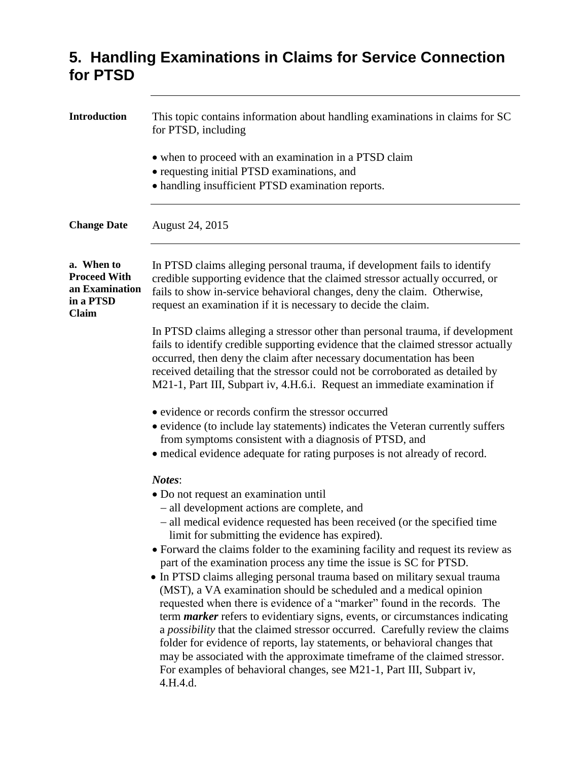## 5. Handling Examinations in Claims for Service Connection for PTSD

**Introduction**

This topic contains information about handling examinations in claims for SC for PTSD, including

- when to proceed with an examination in a PTSD claim
- requesting initial PTSD examinations, and
- handling insufficient PTSD examination reports.

**Change Date**

August 24, 2015

**a. When to Proceed With an Examination in a PTSD Claim**

In PTSD claims alleging personal trauma, if development fails to identify credible supporting evidence that the claimed stressor actually occurred, or fails to show in-service behavioral changes, deny the claim. Otherwise, request an examination if it is necessary to decide the claim.

In PTSD claims alleging a stressor other than personal trauma, if development fails to identify credible supporting evidence that the claimed stressor actually occurred, then deny the claim after necessary documentation has been received detailing that the stressor could not be corroborated as detailed by M21-1, Part III, Subpart iv, 4.H.6.i. Request an immediate examination if

- evidence or records confirm the stressor occurred
- evidence (to include lay statements) indicates the Veteran currently suffers from symptoms consistent with a diagnosis of PTSD, and
- medical evidence adequate for rating purposes is not already of record.

***Notes***:

- Do not request an examination until
  - all development actions are complete, and
  - all medical evidence requested has been received (or the specified time limit for submitting the evidence has expired).
- Forward the claims folder to the examining facility and request its review as part of the examination process any time the issue is SC for PTSD.
- In PTSD claims alleging personal trauma based on military sexual trauma (MST), a VA examination should be scheduled and a medical opinion requested when there is evidence of a "marker" found in the records. The term ***marker*** refers to evidentiary signs, events, or circumstances indicating a *possibility* that the claimed stressor occurred. Carefully review the claims folder for evidence of reports, lay statements, or behavioral changes that may be associated with the approximate timeframe of the claimed stressor. For examples of behavioral changes, see M21-1, Part III, Subpart iv, 4.H.4.d.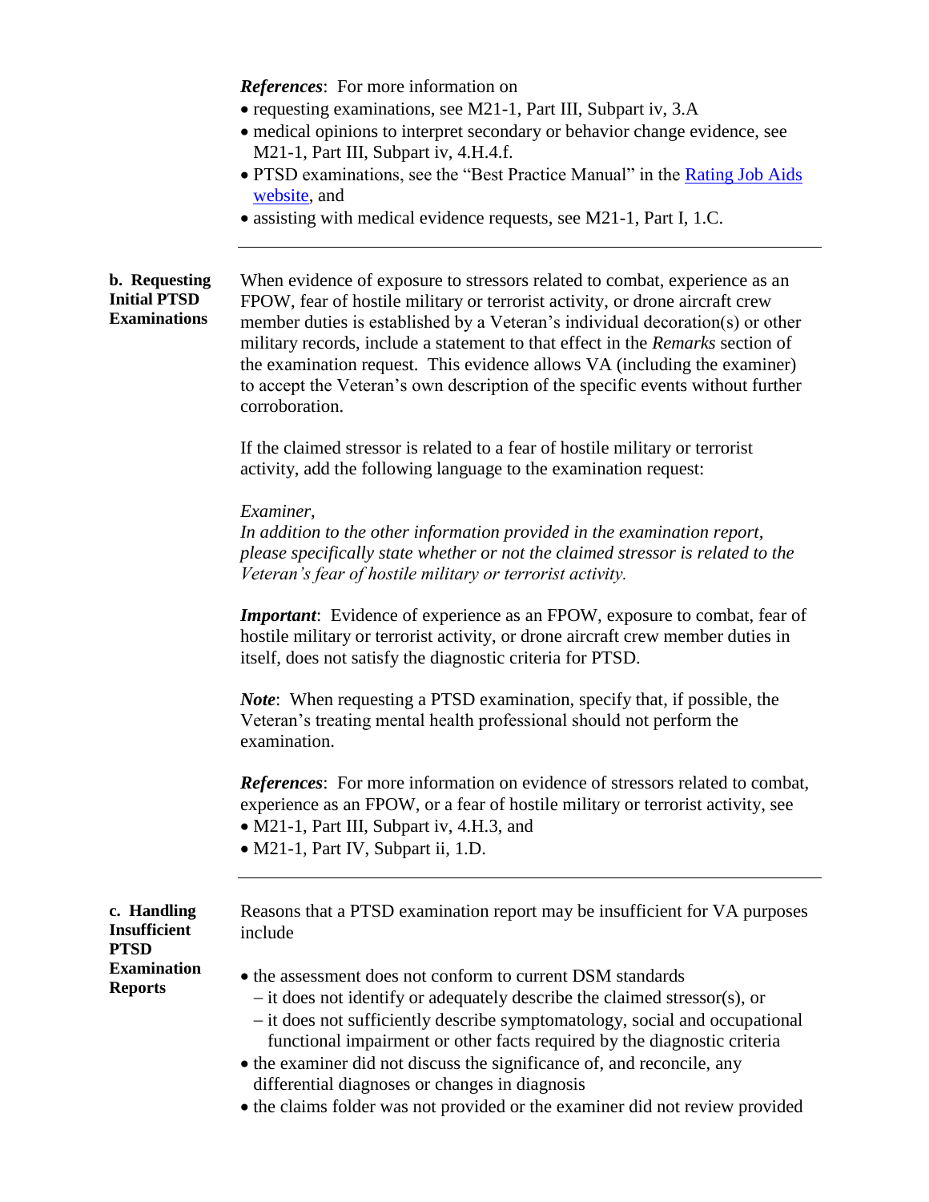***References***: For more information on

- requesting examinations, see M21-1, Part III, Subpart iv, 3.A
- medical opinions to interpret secondary or behavior change evidence, see M21-1, Part III, Subpart iv, 4.H.4.f.
- PTSD examinations, see the "Best Practice Manual" in the Rating Job Aids website, and
- assisting with medical evidence requests, see M21-1, Part I, 1.C.

---

**b. Requesting Initial PTSD Examinations**

When evidence of exposure to stressors related to combat, experience as an FPOW, fear of hostile military or terrorist activity, or drone aircraft crew member duties is established by a Veteran's individual decoration(s) or other military records, include a statement to that effect in the *Remarks* section of the examination request. This evidence allows VA (including the examiner) to accept the Veteran's own description of the specific events without further corroboration.

If the claimed stressor is related to a fear of hostile military or terrorist activity, add the following language to the examination request:

*Examiner,*
*In addition to the other information provided in the examination report, please specifically state whether or not the claimed stressor is related to the Veteran's fear of hostile military or terrorist activity.*

***Important***: Evidence of experience as an FPOW, exposure to combat, fear of hostile military or terrorist activity, or drone aircraft crew member duties in itself, does not satisfy the diagnostic criteria for PTSD.

***Note***: When requesting a PTSD examination, specify that, if possible, the Veteran's treating mental health professional should not perform the examination.

***References***: For more information on evidence of stressors related to combat, experience as an FPOW, or a fear of hostile military or terrorist activity, see

- M21-1, Part III, Subpart iv, 4.H.3, and
- M21-1, Part IV, Subpart ii, 1.D.

---

**c. Handling Insufficient PTSD Examination Reports**

Reasons that a PTSD examination report may be insufficient for VA purposes include

- the assessment does not conform to current DSM standards
  - it does not identify or adequately describe the claimed stressor(s), or
  - it does not sufficiently describe symptomatology, social and occupational functional impairment or other facts required by the diagnostic criteria
- the examiner did not discuss the significance of, and reconcile, any differential diagnoses or changes in diagnosis
- the claims folder was not provided or the examiner did not review provided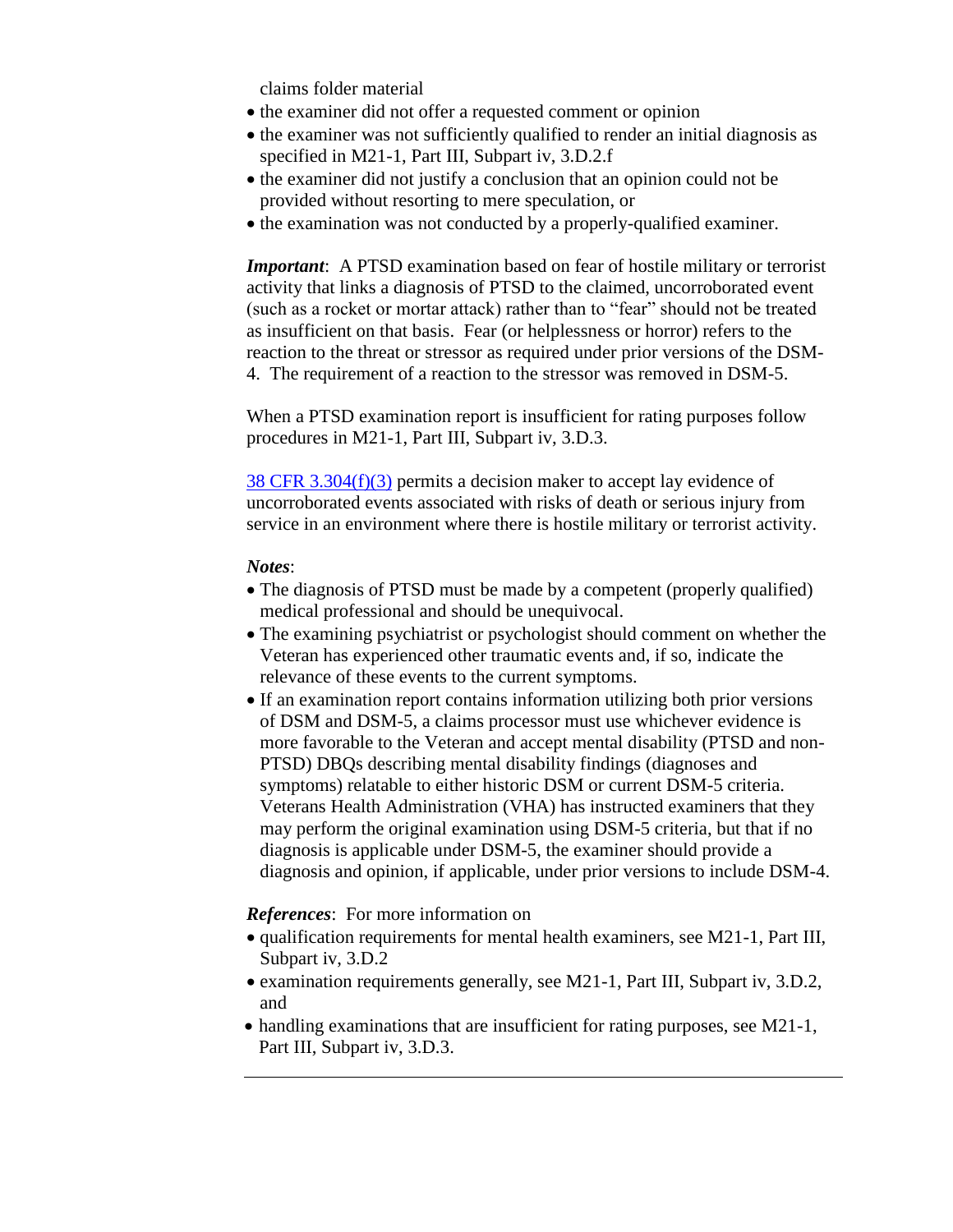claims folder material

- the examiner did not offer a requested comment or opinion
- the examiner was not sufficiently qualified to render an initial diagnosis as specified in M21-1, Part III, Subpart iv, 3.D.2.f
- the examiner did not justify a conclusion that an opinion could not be provided without resorting to mere speculation, or
- the examination was not conducted by a properly-qualified examiner.

***Important***: A PTSD examination based on fear of hostile military or terrorist activity that links a diagnosis of PTSD to the claimed, uncorroborated event (such as a rocket or mortar attack) rather than to "fear" should not be treated as insufficient on that basis. Fear (or helplessness or horror) refers to the reaction to the threat or stressor as required under prior versions of the DSM-4. The requirement of a reaction to the stressor was removed in DSM-5.

When a PTSD examination report is insufficient for rating purposes follow procedures in M21-1, Part III, Subpart iv, 3.D.3.

38 CFR 3.304(f)(3) permits a decision maker to accept lay evidence of uncorroborated events associated with risks of death or serious injury from service in an environment where there is hostile military or terrorist activity.

***Notes***:

- The diagnosis of PTSD must be made by a competent (properly qualified) medical professional and should be unequivocal.
- The examining psychiatrist or psychologist should comment on whether the Veteran has experienced other traumatic events and, if so, indicate the relevance of these events to the current symptoms.
- If an examination report contains information utilizing both prior versions of DSM and DSM-5, a claims processor must use whichever evidence is more favorable to the Veteran and accept mental disability (PTSD and non-PTSD) DBQs describing mental disability findings (diagnoses and symptoms) relatable to either historic DSM or current DSM-5 criteria. Veterans Health Administration (VHA) has instructed examiners that they may perform the original examination using DSM-5 criteria, but that if no diagnosis is applicable under DSM-5, the examiner should provide a diagnosis and opinion, if applicable, under prior versions to include DSM-4.

***References***: For more information on

- qualification requirements for mental health examiners, see M21-1, Part III, Subpart iv, 3.D.2
- examination requirements generally, see M21-1, Part III, Subpart iv, 3.D.2, and
- handling examinations that are insufficient for rating purposes, see M21-1, Part III, Subpart iv, 3.D.3.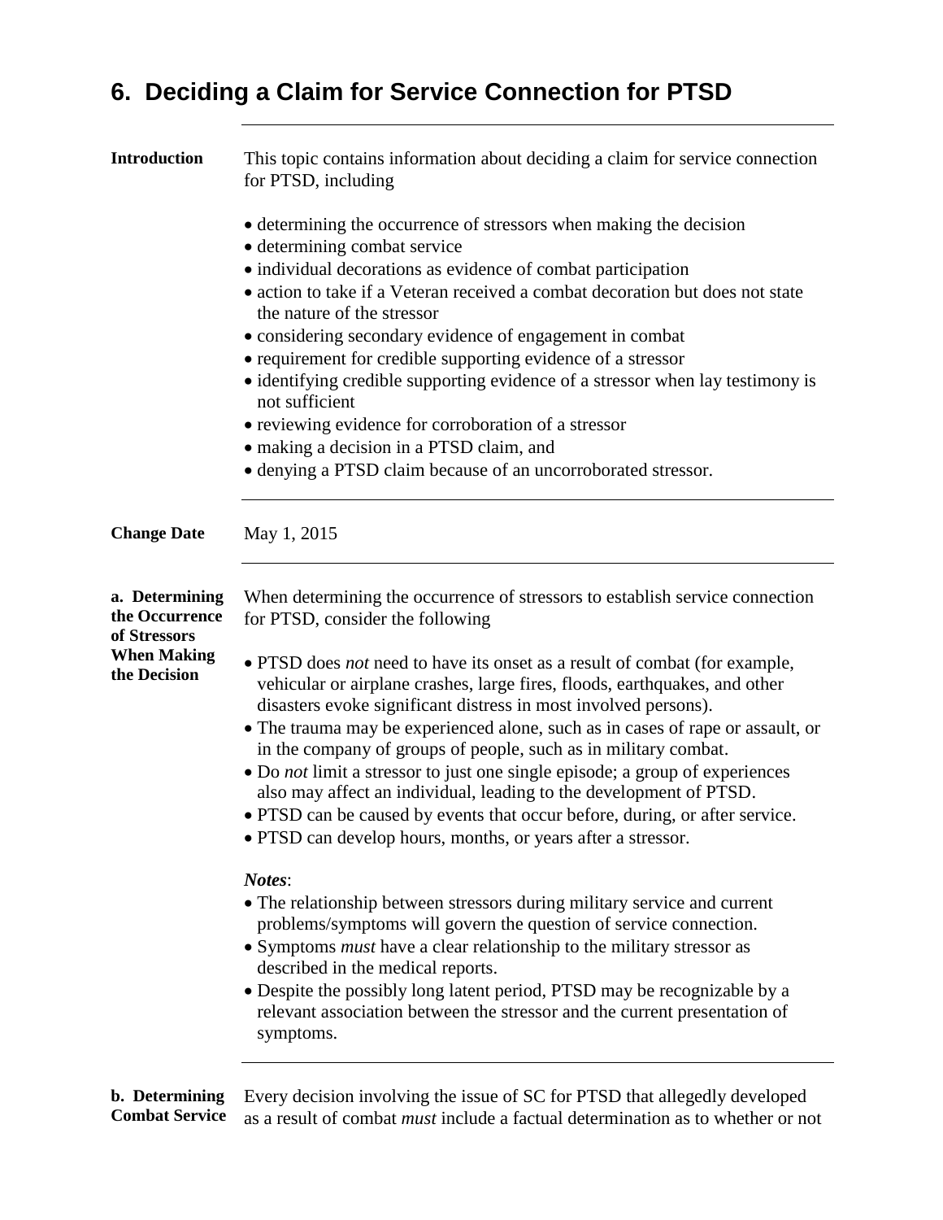## 6. Deciding a Claim for Service Connection for PTSD

---

**Introduction**

This topic contains information about deciding a claim for service connection for PTSD, including

- determining the occurrence of stressors when making the decision
- determining combat service
- individual decorations as evidence of combat participation
- action to take if a Veteran received a combat decoration but does not state the nature of the stressor
- considering secondary evidence of engagement in combat
- requirement for credible supporting evidence of a stressor
- identifying credible supporting evidence of a stressor when lay testimony is not sufficient
- reviewing evidence for corroboration of a stressor
- making a decision in a PTSD claim, and
- denying a PTSD claim because of an uncorroborated stressor.

---

**Change Date**

May 1, 2015

---

**a. Determining the Occurrence of Stressors When Making the Decision**

When determining the occurrence of stressors to establish service connection for PTSD, consider the following

- PTSD does *not* need to have its onset as a result of combat (for example, vehicular or airplane crashes, large fires, floods, earthquakes, and other disasters evoke significant distress in most involved persons).
- The trauma may be experienced alone, such as in cases of rape or assault, or in the company of groups of people, such as in military combat.
- Do *not* limit a stressor to just one single episode; a group of experiences also may affect an individual, leading to the development of PTSD.
- PTSD can be caused by events that occur before, during, or after service.
- PTSD can develop hours, months, or years after a stressor.

***Notes***:

- The relationship between stressors during military service and current problems/symptoms will govern the question of service connection.
- Symptoms *must* have a clear relationship to the military stressor as described in the medical reports.
- Despite the possibly long latent period, PTSD may be recognizable by a relevant association between the stressor and the current presentation of symptoms.

---

**b. Determining Combat Service**

Every decision involving the issue of SC for PTSD that allegedly developed as a result of combat *must* include a factual determination as to whether or not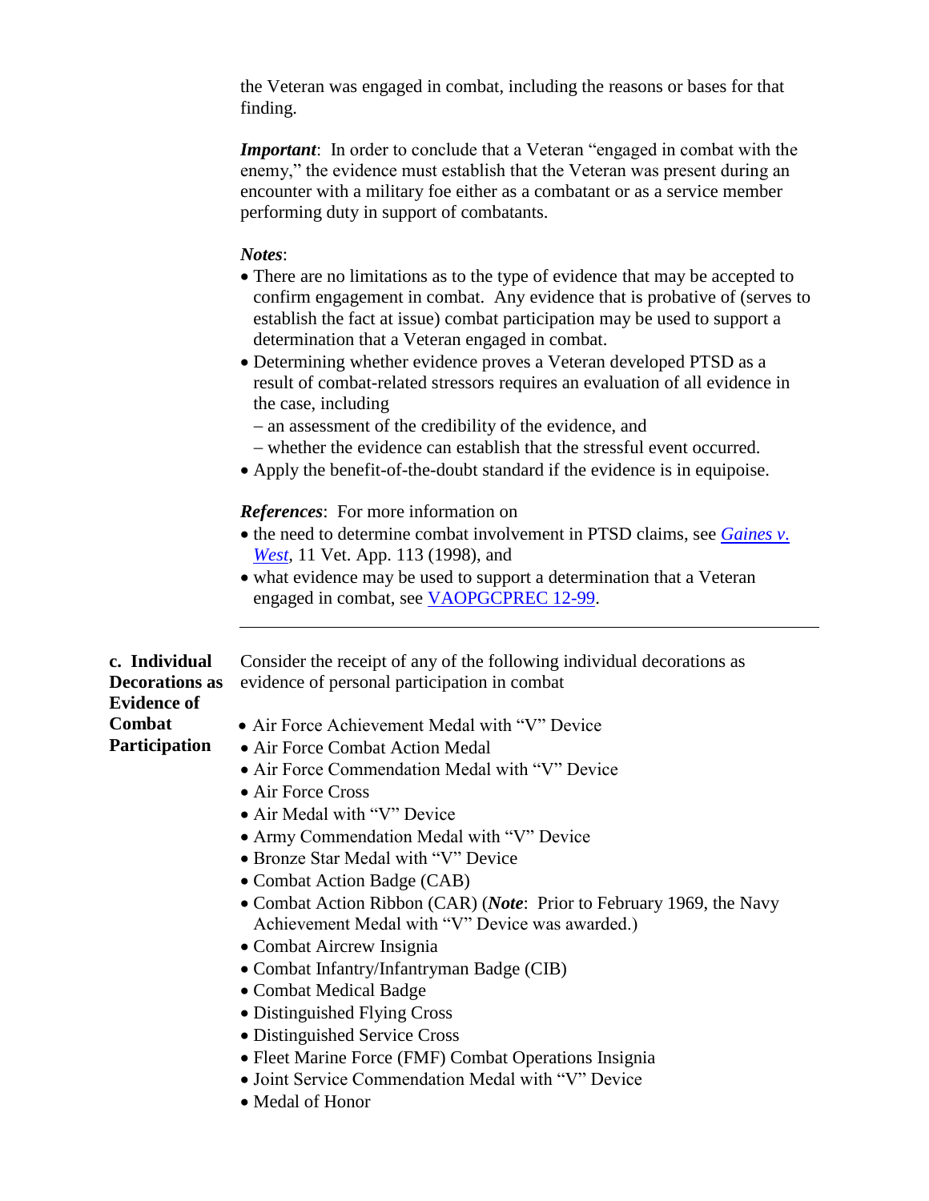the Veteran was engaged in combat, including the reasons or bases for that finding.

***Important***: In order to conclude that a Veteran "engaged in combat with the enemy," the evidence must establish that the Veteran was present during an encounter with a military foe either as a combatant or as a service member performing duty in support of combatants.

***Notes***:

- There are no limitations as to the type of evidence that may be accepted to confirm engagement in combat. Any evidence that is probative of (serves to establish the fact at issue) combat participation may be used to support a determination that a Veteran engaged in combat.
- Determining whether evidence proves a Veteran developed PTSD as a result of combat-related stressors requires an evaluation of all evidence in the case, including
  - an assessment of the credibility of the evidence, and
  - whether the evidence can establish that the stressful event occurred.
- Apply the benefit-of-the-doubt standard if the evidence is in equipoise.

***References***: For more information on

- the need to determine combat involvement in PTSD claims, see *Gaines v. West*, 11 Vet. App. 113 (1998), and
- what evidence may be used to support a determination that a Veteran engaged in combat, see VAOPGCPREC 12-99.

---

**c. Individual Decorations as Evidence of Combat Participation**

Consider the receipt of any of the following individual decorations as evidence of personal participation in combat

- Air Force Achievement Medal with "V" Device
- Air Force Combat Action Medal
- Air Force Commendation Medal with "V" Device
- Air Force Cross
- Air Medal with "V" Device
- Army Commendation Medal with "V" Device
- Bronze Star Medal with "V" Device
- Combat Action Badge (CAB)
- Combat Action Ribbon (CAR) (***Note***: Prior to February 1969, the Navy Achievement Medal with "V" Device was awarded.)
- Combat Aircrew Insignia
- Combat Infantry/Infantryman Badge (CIB)
- Combat Medical Badge
- Distinguished Flying Cross
- Distinguished Service Cross
- Fleet Marine Force (FMF) Combat Operations Insignia
- Joint Service Commendation Medal with "V" Device
- Medal of Honor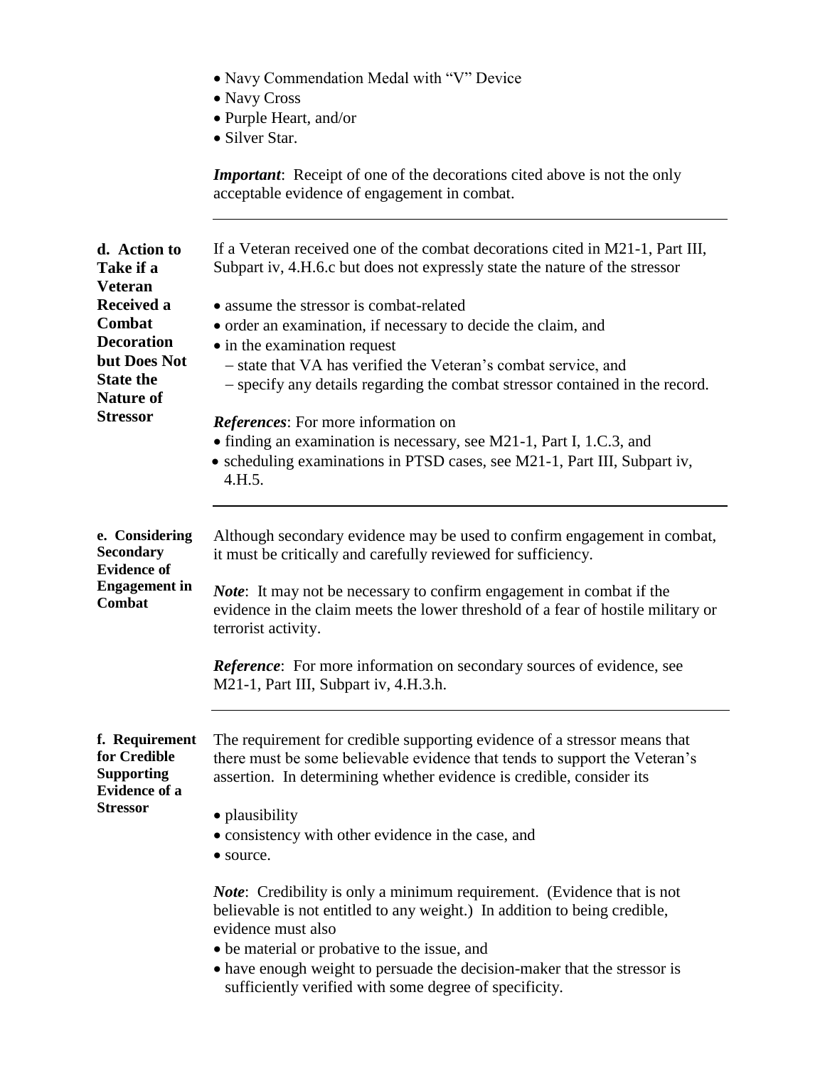- Navy Commendation Medal with "V" Device
- Navy Cross
- Purple Heart, and/or
- Silver Star.

***Important***: Receipt of one of the decorations cited above is not the only acceptable evidence of engagement in combat.

---

**d. Action to Take if a Veteran Received a Combat Decoration but Does Not State the Nature of Stressor**

If a Veteran received one of the combat decorations cited in M21-1, Part III, Subpart iv, 4.H.6.c but does not expressly state the nature of the stressor

- assume the stressor is combat-related
- order an examination, if necessary to decide the claim, and
- in the examination request
  – state that VA has verified the Veteran's combat service, and
  – specify any details regarding the combat stressor contained in the record.

***References***: For more information on

- finding an examination is necessary, see M21-1, Part I, 1.C.3, and
- scheduling examinations in PTSD cases, see M21-1, Part III, Subpart iv, 4.H.5.

---

**e. Considering Secondary Evidence of Engagement in Combat**

Although secondary evidence may be used to confirm engagement in combat, it must be critically and carefully reviewed for sufficiency.

***Note***: It may not be necessary to confirm engagement in combat if the evidence in the claim meets the lower threshold of a fear of hostile military or terrorist activity.

***Reference***: For more information on secondary sources of evidence, see M21-1, Part III, Subpart iv, 4.H.3.h.

---

**f. Requirement for Credible Supporting Evidence of a Stressor**

The requirement for credible supporting evidence of a stressor means that there must be some believable evidence that tends to support the Veteran's assertion. In determining whether evidence is credible, consider its

- plausibility
- consistency with other evidence in the case, and
- source.

***Note***: Credibility is only a minimum requirement. (Evidence that is not believable is not entitled to any weight.) In addition to being credible, evidence must also

- be material or probative to the issue, and
- have enough weight to persuade the decision-maker that the stressor is sufficiently verified with some degree of specificity.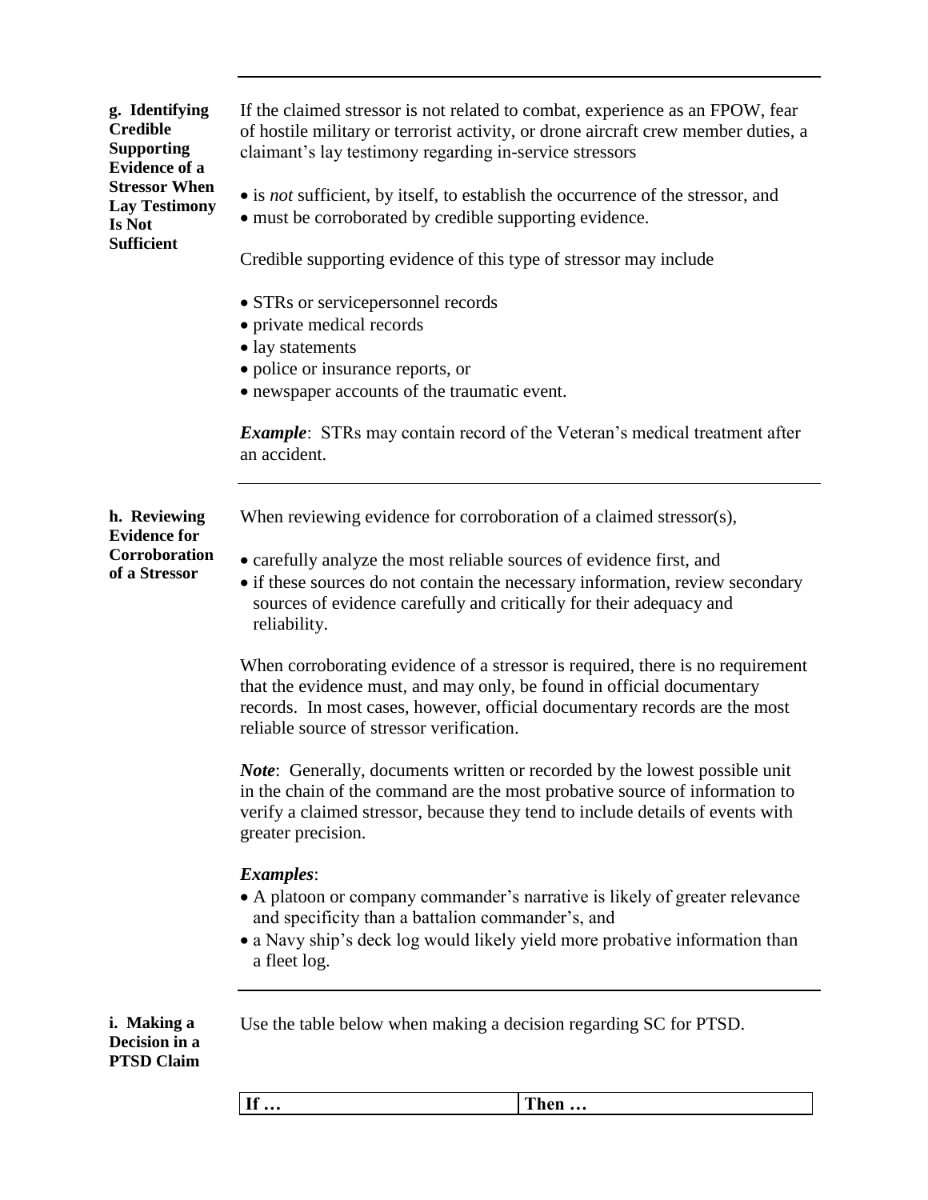### g. Identifying Credible Supporting Evidence of a Stressor When Lay Testimony Is Not Sufficient

If the claimed stressor is not related to combat, experience as an FPOW, fear of hostile military or terrorist activity, or drone aircraft crew member duties, a claimant's lay testimony regarding in-service stressors

- is *not* sufficient, by itself, to establish the occurrence of the stressor, and
- must be corroborated by credible supporting evidence.

Credible supporting evidence of this type of stressor may include

- STRs or servicepersonnel records
- private medical records
- lay statements
- police or insurance reports, or
- newspaper accounts of the traumatic event.

***Example***: STRs may contain record of the Veteran's medical treatment after an accident.

### h. Reviewing Evidence for Corroboration of a Stressor

When reviewing evidence for corroboration of a claimed stressor(s),

- carefully analyze the most reliable sources of evidence first, and
- if these sources do not contain the necessary information, review secondary sources of evidence carefully and critically for their adequacy and reliability.

When corroborating evidence of a stressor is required, there is no requirement that the evidence must, and may only, be found in official documentary records. In most cases, however, official documentary records are the most reliable source of stressor verification.

***Note***: Generally, documents written or recorded by the lowest possible unit in the chain of the command are the most probative source of information to verify a claimed stressor, because they tend to include details of events with greater precision.

***Examples***:

- A platoon or company commander's narrative is likely of greater relevance and specificity than a battalion commander's, and
- a Navy ship's deck log would likely yield more probative information than a fleet log.

### i. Making a Decision in a PTSD Claim

Use the table below when making a decision regarding SC for PTSD.

| If … | Then … |
|---|---|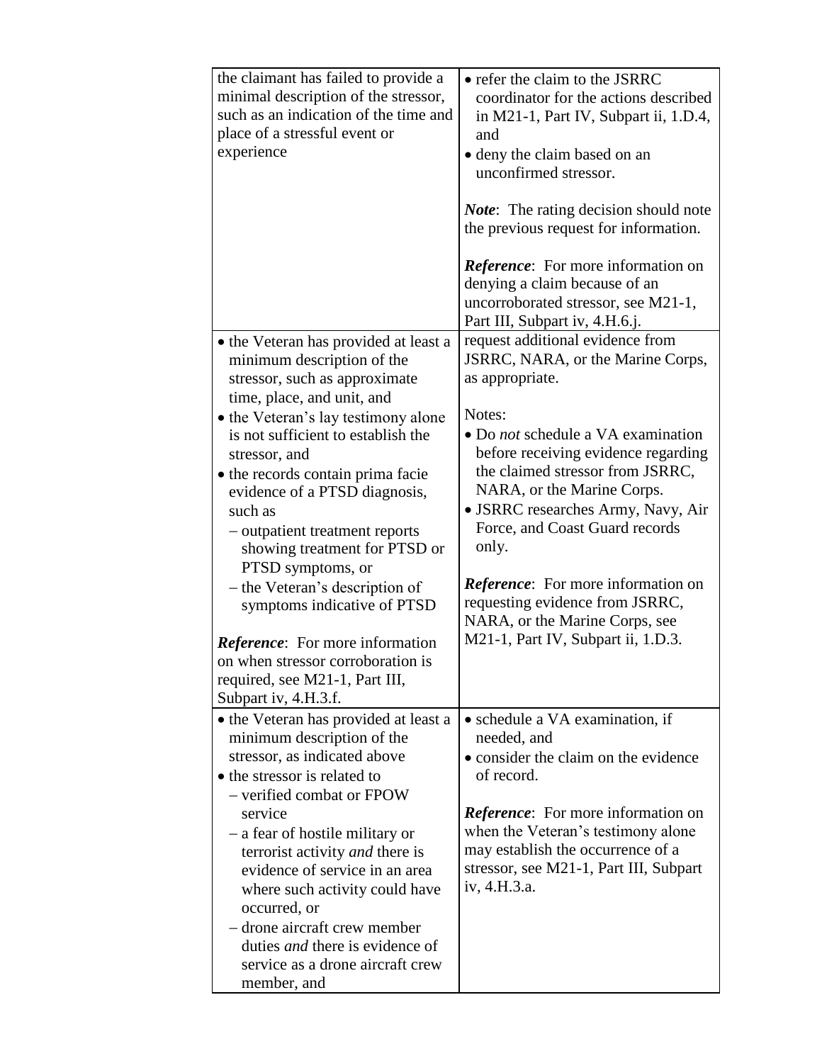| | |
|---|---|
| the claimant has failed to provide a minimal description of the stressor, such as an indication of the time and place of a stressful event or experience | • refer the claim to the JSRRC coordinator for the actions described in M21-1, Part IV, Subpart ii, 1.D.4, and<br>• deny the claim based on an unconfirmed stressor.<br><br>***Note***: The rating decision should note the previous request for information.<br><br>***Reference***: For more information on denying a claim because of an uncorroborated stressor, see M21-1, Part III, Subpart iv, 4.H.6.j. |
| • the Veteran has provided at least a minimum description of the stressor, such as approximate time, place, and unit, and<br>• the Veteran's lay testimony alone is not sufficient to establish the stressor, and<br>• the records contain prima facie evidence of a PTSD diagnosis, such as<br>&nbsp;&nbsp;– outpatient treatment reports showing treatment for PTSD or PTSD symptoms, or<br>&nbsp;&nbsp;– the Veteran's description of symptoms indicative of PTSD<br><br>***Reference***: For more information on when stressor corroboration is required, see M21-1, Part III, Subpart iv, 4.H.3.f. | request additional evidence from JSRRC, NARA, or the Marine Corps, as appropriate.<br><br>Notes:<br>• Do *not* schedule a VA examination before receiving evidence regarding the claimed stressor from JSRRC, NARA, or the Marine Corps.<br>• JSRRC researches Army, Navy, Air Force, and Coast Guard records only.<br><br>***Reference***: For more information on requesting evidence from JSRRC, NARA, or the Marine Corps, see M21-1, Part IV, Subpart ii, 1.D.3. |
| • the Veteran has provided at least a minimum description of the stressor, as indicated above<br>• the stressor is related to<br>&nbsp;&nbsp;– verified combat or FPOW service<br>&nbsp;&nbsp;– a fear of hostile military or terrorist activity *and* there is evidence of service in an area where such activity could have occurred, or<br>&nbsp;&nbsp;– drone aircraft crew member duties *and* there is evidence of service as a drone aircraft crew member, and | • schedule a VA examination, if needed, and<br>• consider the claim on the evidence of record.<br><br>***Reference***: For more information on when the Veteran's testimony alone may establish the occurrence of a stressor, see M21-1, Part III, Subpart iv, 4.H.3.a. |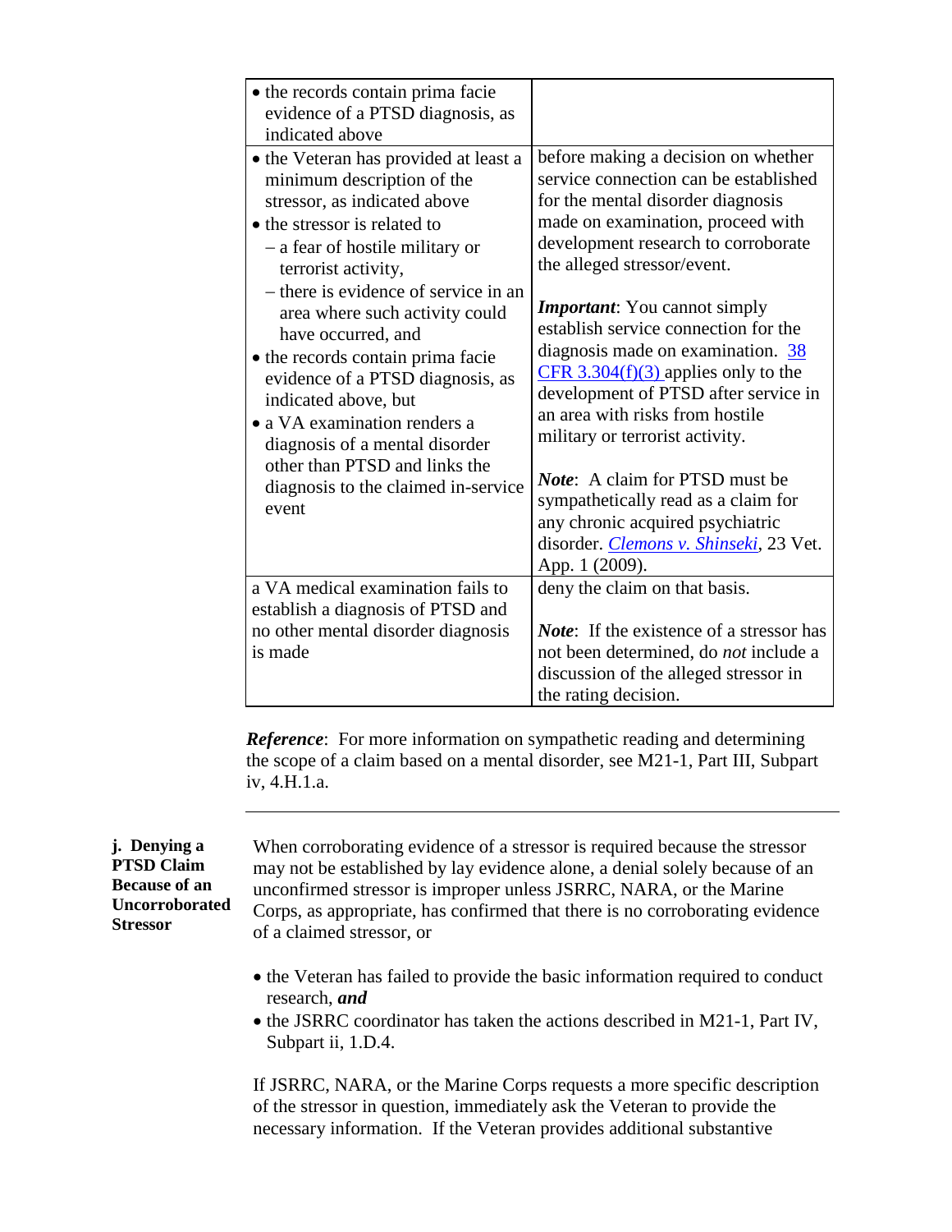| If ... | Then ... |
|---|---|
| • the records contain prima facie evidence of a PTSD diagnosis, as indicated above | |
| • the Veteran has provided at least a minimum description of the stressor, as indicated above<br>• the stressor is related to<br>– a fear of hostile military or terrorist activity,<br>– there is evidence of service in an area where such activity could have occurred, and<br>• the records contain prima facie evidence of a PTSD diagnosis, as indicated above, but<br>• a VA examination renders a diagnosis of a mental disorder other than PTSD and links the diagnosis to the claimed in-service event | before making a decision on whether service connection can be established for the mental disorder diagnosis made on examination, proceed with development research to corroborate the alleged stressor/event.<br><br>***Important***: You cannot simply establish service connection for the diagnosis made on examination. 38 CFR 3.304(f)(3) applies only to the development of PTSD after service in an area with risks from hostile military or terrorist activity.<br><br>***Note***: A claim for PTSD must be sympathetically read as a claim for any chronic acquired psychiatric disorder. *Clemons v. Shinseki*, 23 Vet. App. 1 (2009). |
| a VA medical examination fails to establish a diagnosis of PTSD and no other mental disorder diagnosis is made | deny the claim on that basis.<br><br>***Note***: If the existence of a stressor has not been determined, do *not* include a discussion of the alleged stressor in the rating decision. |

***Reference***: For more information on sympathetic reading and determining the scope of a claim based on a mental disorder, see M21-1, Part III, Subpart iv, 4.H.1.a.

---

**j. Denying a PTSD Claim Because of an Uncorroborated Stressor**

When corroborating evidence of a stressor is required because the stressor may not be established by lay evidence alone, a denial solely because of an unconfirmed stressor is improper unless JSRRC, NARA, or the Marine Corps, as appropriate, has confirmed that there is no corroborating evidence of a claimed stressor, or

- the Veteran has failed to provide the basic information required to conduct research, ***and***
- the JSRRC coordinator has taken the actions described in M21-1, Part IV, Subpart ii, 1.D.4.

If JSRRC, NARA, or the Marine Corps requests a more specific description of the stressor in question, immediately ask the Veteran to provide the necessary information. If the Veteran provides additional substantive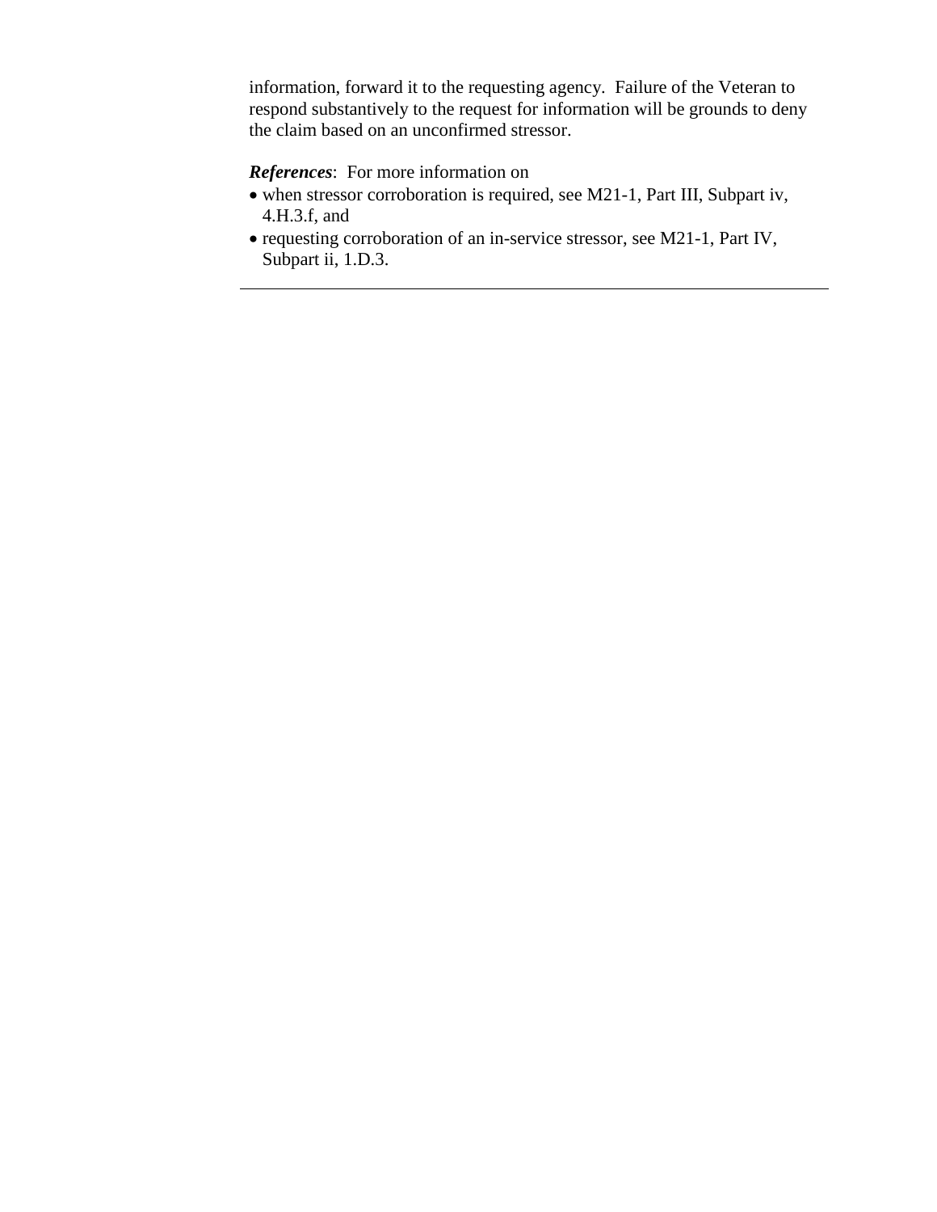information, forward it to the requesting agency. Failure of the Veteran to respond substantively to the request for information will be grounds to deny the claim based on an unconfirmed stressor.

***References***: For more information on

- when stressor corroboration is required, see M21-1, Part III, Subpart iv, 4.H.3.f, and
- requesting corroboration of an in-service stressor, see M21-1, Part IV, Subpart ii, 1.D.3.

---